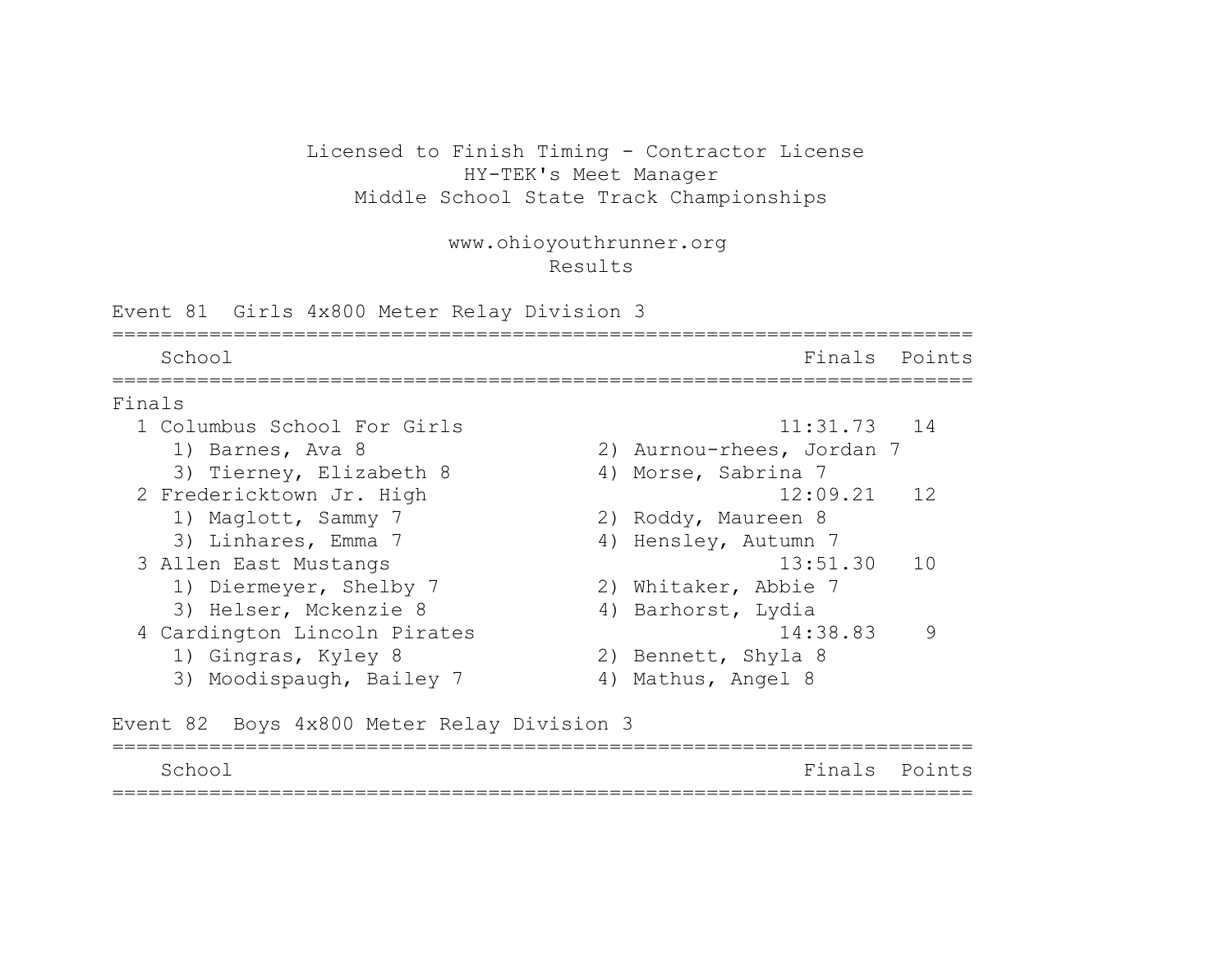Licensed to Finish Timing - Contractor License
HY-TEK's Meet Manager
Middle School State Track Championships

www.ohioyouthrunner.org
Results

## Event 81 Girls 4x800 Meter Relay Division 3

| | School | Finals | Points |
|---|---|---|---|
| **Finals** | | | |
| 1 | Columbus School For Girls | 11:31.73 | 14 |
| | 1) Barnes, Ava 8; 2) Aurnou-rhees, Jordan 7; 3) Tierney, Elizabeth 8; 4) Morse, Sabrina 7 | | |
| 2 | Fredericktown Jr. High | 12:09.21 | 12 |
| | 1) Maglott, Sammy 7; 2) Roddy, Maureen 8; 3) Linhares, Emma 7; 4) Hensley, Autumn 7 | | |
| 3 | Allen East Mustangs | 13:51.30 | 10 |
| | 1) Diermeyer, Shelby 7; 2) Whitaker, Abbie 7; 3) Helser, Mckenzie 8; 4) Barhorst, Lydia | | |
| 4 | Cardington Lincoln Pirates | 14:38.83 | 9 |
| | 1) Gingras, Kyley 8; 2) Bennett, Shyla 8; 3) Moodispaugh, Bailey 7; 4) Mathus, Angel 8 | | |

## Event 82 Boys 4x800 Meter Relay Division 3

| School | Finals | Points |
|---|---|---|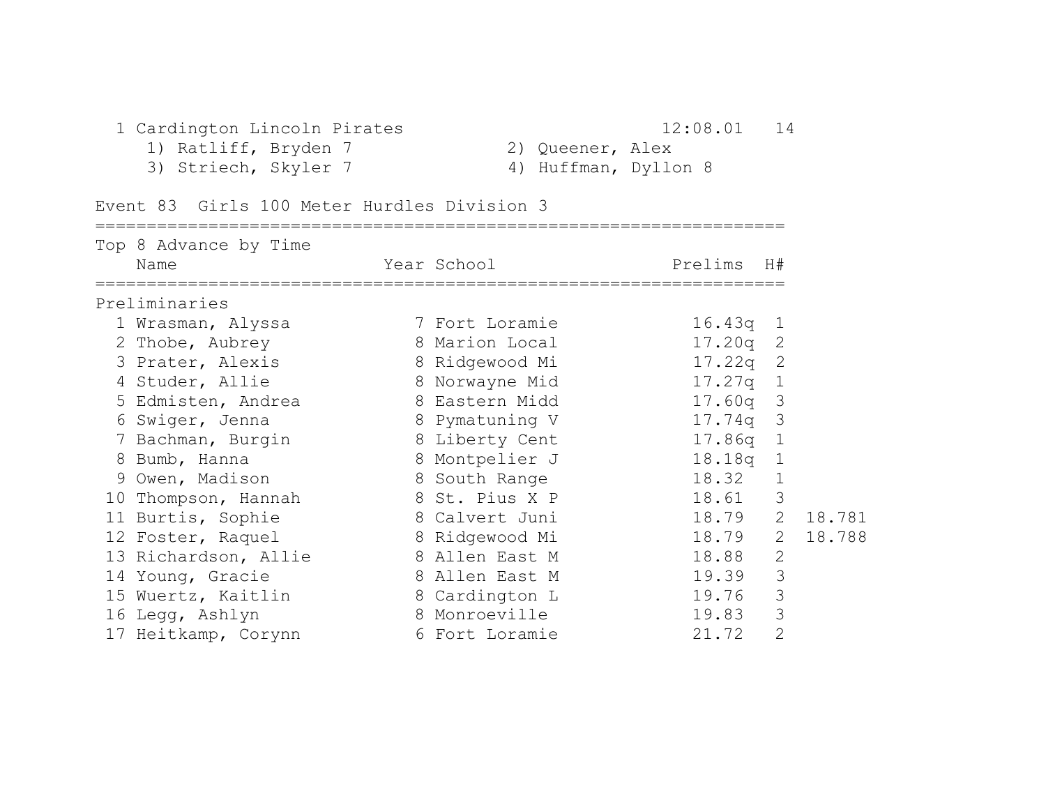| | | | |
|---|---|---|---|
| 1 Cardington Lincoln Pirates | | 12:08.01 | 14 |
| 1) Ratliff, Bryden 7 | 2) Queener, Alex | | |
| 3) Striech, Skyler 7 | 4) Huffman, Dyllon 8 | | |

## Event 83 Girls 100 Meter Hurdles Division 3

Top 8 Advance by Time

**Preliminaries**

| | Name | Year | School | Prelims | H# | |
|---|---|---|---|---|---|---|
| 1 | Wrasman, Alyssa | 7 | Fort Loramie | 16.43q | 1 | |
| 2 | Thobe, Aubrey | 8 | Marion Local | 17.20q | 2 | |
| 3 | Prater, Alexis | 8 | Ridgewood Mi | 17.22q | 2 | |
| 4 | Studer, Allie | 8 | Norwayne Mid | 17.27q | 1 | |
| 5 | Edmisten, Andrea | 8 | Eastern Midd | 17.60q | 3 | |
| 6 | Swiger, Jenna | 8 | Pymatuning V | 17.74q | 3 | |
| 7 | Bachman, Burgin | 8 | Liberty Cent | 17.86q | 1 | |
| 8 | Bumb, Hanna | 8 | Montpelier J | 18.18q | 1 | |
| 9 | Owen, Madison | 8 | South Range | 18.32 | 1 | |
| 10 | Thompson, Hannah | 8 | St. Pius X P | 18.61 | 3 | |
| 11 | Burtis, Sophie | 8 | Calvert Juni | 18.79 | 2 | 18.781 |
| 12 | Foster, Raquel | 8 | Ridgewood Mi | 18.79 | 2 | 18.788 |
| 13 | Richardson, Allie | 8 | Allen East M | 18.88 | 2 | |
| 14 | Young, Gracie | 8 | Allen East M | 19.39 | 3 | |
| 15 | Wuertz, Kaitlin | 8 | Cardington L | 19.76 | 3 | |
| 16 | Legg, Ashlyn | 8 | Monroeville | 19.83 | 3 | |
| 17 | Heitkamp, Corynn | 6 | Fort Loramie | 21.72 | 2 | |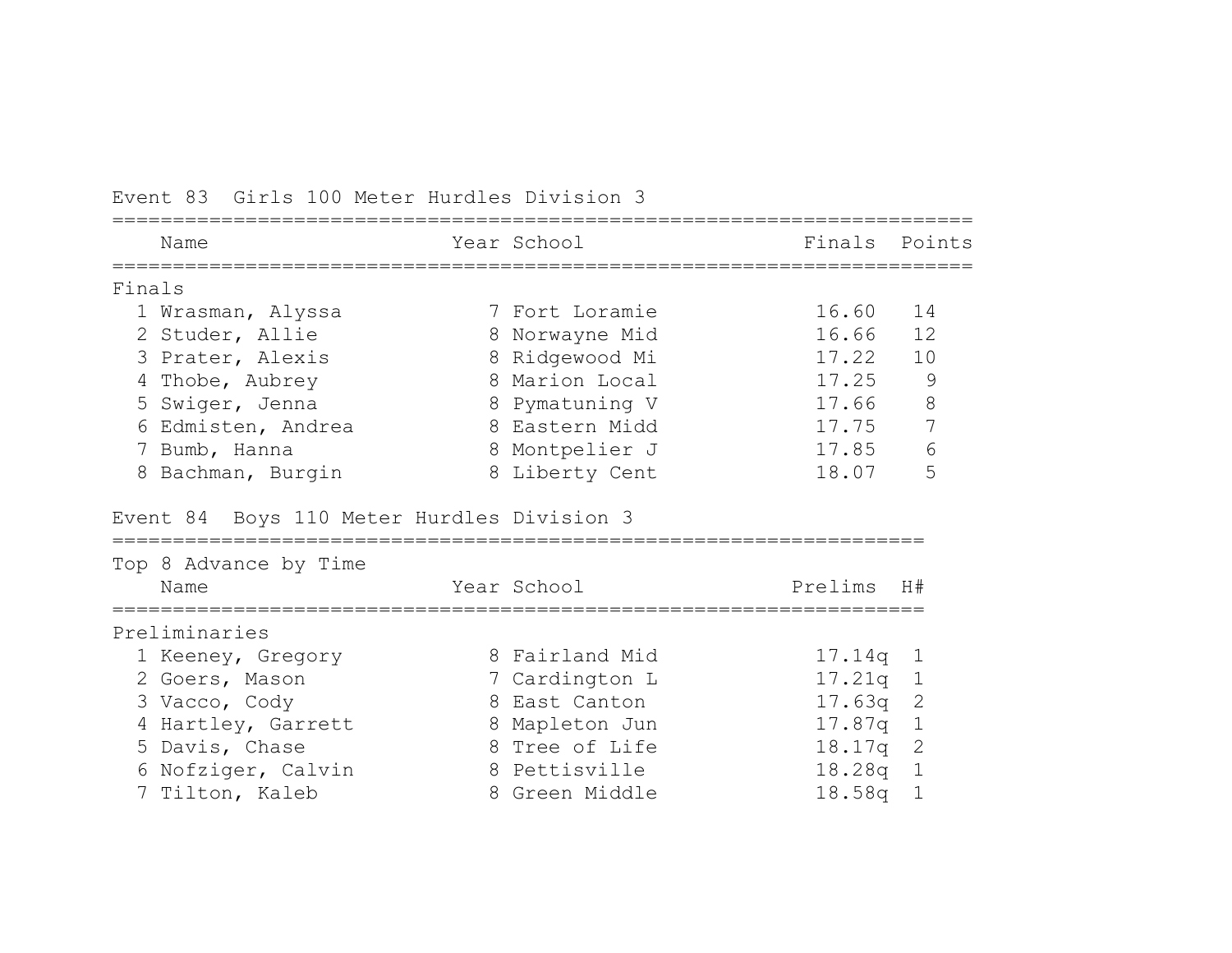### Event 83 Girls 100 Meter Hurdles Division 3

**Finals**

| | Name | Year | School | Finals | Points |
|---|---|---|---|---|---|
| 1 | Wrasman, Alyssa | 7 | Fort Loramie | 16.60 | 14 |
| 2 | Studer, Allie | 8 | Norwayne Mid | 16.66 | 12 |
| 3 | Prater, Alexis | 8 | Ridgewood Mi | 17.22 | 10 |
| 4 | Thobe, Aubrey | 8 | Marion Local | 17.25 | 9 |
| 5 | Swiger, Jenna | 8 | Pymatuning V | 17.66 | 8 |
| 6 | Edmisten, Andrea | 8 | Eastern Midd | 17.75 | 7 |
| 7 | Bumb, Hanna | 8 | Montpelier J | 17.85 | 6 |
| 8 | Bachman, Burgin | 8 | Liberty Cent | 18.07 | 5 |

### Event 84 Boys 110 Meter Hurdles Division 3

Top 8 Advance by Time

**Preliminaries**

| | Name | Year | School | Prelims | H# |
|---|---|---|---|---|---|
| 1 | Keeney, Gregory | 8 | Fairland Mid | 17.14q | 1 |
| 2 | Goers, Mason | 7 | Cardington L | 17.21q | 1 |
| 3 | Vacco, Cody | 8 | East Canton | 17.63q | 2 |
| 4 | Hartley, Garrett | 8 | Mapleton Jun | 17.87q | 1 |
| 5 | Davis, Chase | 8 | Tree of Life | 18.17q | 2 |
| 6 | Nofziger, Calvin | 8 | Pettisville | 18.28q | 1 |
| 7 | Tilton, Kaleb | 8 | Green Middle | 18.58q | 1 |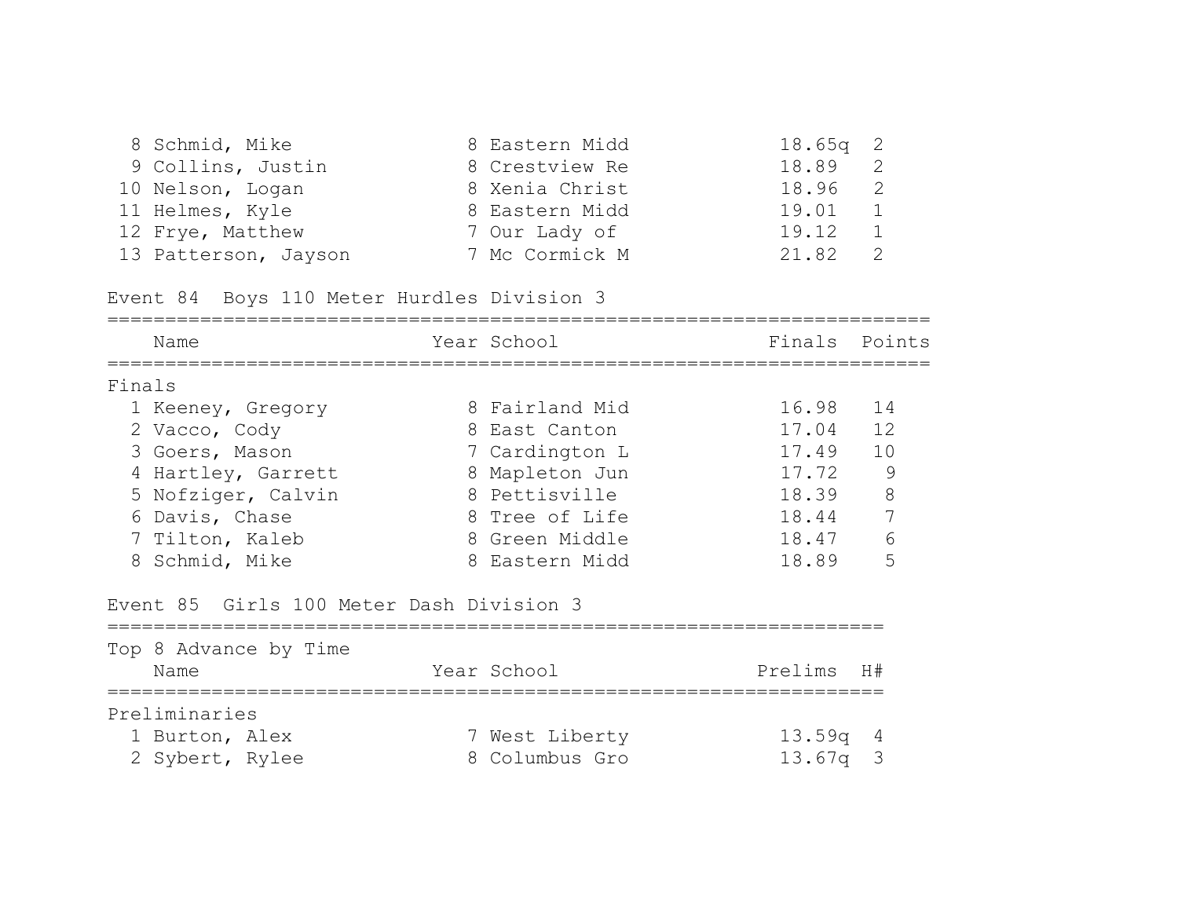| | Name | Year | School | Prelims | H# |
|---|---|---|---|---|---|
| 8 | Schmid, Mike | 8 | Eastern Midd | 18.65q | 2 |
| 9 | Collins, Justin | 8 | Crestview Re | 18.89 | 2 |
| 10 | Nelson, Logan | 8 | Xenia Christ | 18.96 | 2 |
| 11 | Helmes, Kyle | 8 | Eastern Midd | 19.01 | 1 |
| 12 | Frye, Matthew | 7 | Our Lady of | 19.12 | 1 |
| 13 | Patterson, Jayson | 7 | Mc Cormick M | 21.82 | 2 |

## Event 84 Boys 110 Meter Hurdles Division 3

**Finals**

| | Name | Year | School | Finals | Points |
|---|---|---|---|---|---|
| 1 | Keeney, Gregory | 8 | Fairland Mid | 16.98 | 14 |
| 2 | Vacco, Cody | 8 | East Canton | 17.04 | 12 |
| 3 | Goers, Mason | 7 | Cardington L | 17.49 | 10 |
| 4 | Hartley, Garrett | 8 | Mapleton Jun | 17.72 | 9 |
| 5 | Nofziger, Calvin | 8 | Pettisville | 18.39 | 8 |
| 6 | Davis, Chase | 8 | Tree of Life | 18.44 | 7 |
| 7 | Tilton, Kaleb | 8 | Green Middle | 18.47 | 6 |
| 8 | Schmid, Mike | 8 | Eastern Midd | 18.89 | 5 |

## Event 85 Girls 100 Meter Dash Division 3

Top 8 Advance by Time

**Preliminaries**

| | Name | Year | School | Prelims | H# |
|---|---|---|---|---|---|
| 1 | Burton, Alex | 7 | West Liberty | 13.59q | 4 |
| 2 | Sybert, Rylee | 8 | Columbus Gro | 13.67q | 3 |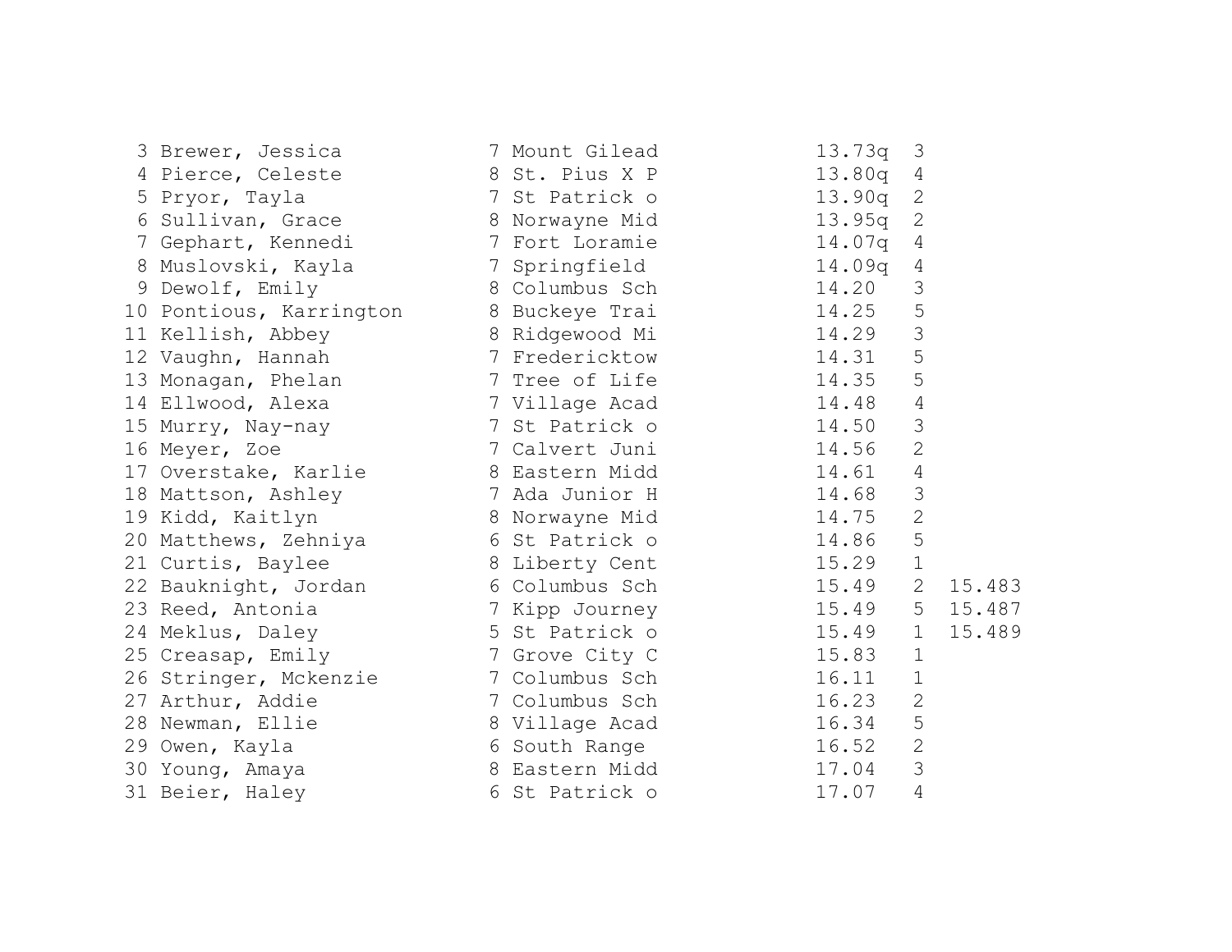```
  3 Brewer, Jessica          7 Mount Gilead            13.73q  3
  4 Pierce, Celeste          8 St. Pius X P            13.80q  4
  5 Pryor, Tayla             7 St Patrick o            13.90q  2
  6 Sullivan, Grace          8 Norwayne Mid            13.95q  2
  7 Gephart, Kennedi         7 Fort Loramie            14.07q  4
  8 Muslovski, Kayla         7 Springfield             14.09q  4
  9 Dewolf, Emily            8 Columbus Sch            14.20   3
 10 Pontious, Karrington     8 Buckeye Trai            14.25   5
 11 Kellish, Abbey           8 Ridgewood Mi            14.29   3
 12 Vaughn, Hannah           7 Fredericktow            14.31   5
 13 Monagan, Phelan          7 Tree of Life            14.35   5
 14 Ellwood, Alexa           7 Village Acad            14.48   4
 15 Murry, Nay-nay           7 St Patrick o            14.50   3
 16 Meyer, Zoe               7 Calvert Juni            14.56   2
 17 Overstake, Karlie        8 Eastern Midd            14.61   4
 18 Mattson, Ashley          7 Ada Junior H            14.68   3
 19 Kidd, Kaitlyn            8 Norwayne Mid            14.75   2
 20 Matthews, Zehniya        6 St Patrick o            14.86   5
 21 Curtis, Baylee           8 Liberty Cent            15.29   1
 22 Bauknight, Jordan        6 Columbus Sch            15.49   2  15.483
 23 Reed, Antonia            7 Kipp Journey            15.49   5  15.487
 24 Meklus, Daley            5 St Patrick o            15.49   1  15.489
 25 Creasap, Emily           7 Grove City C            15.83   1
 26 Stringer, Mckenzie       7 Columbus Sch            16.11   1
 27 Arthur, Addie            7 Columbus Sch            16.23   2
 28 Newman, Ellie            8 Village Acad            16.34   5
 29 Owen, Kayla              6 South Range             16.52   2
 30 Young, Amaya             8 Eastern Midd            17.04   3
 31 Beier, Haley             6 St Patrick o            17.07   4
```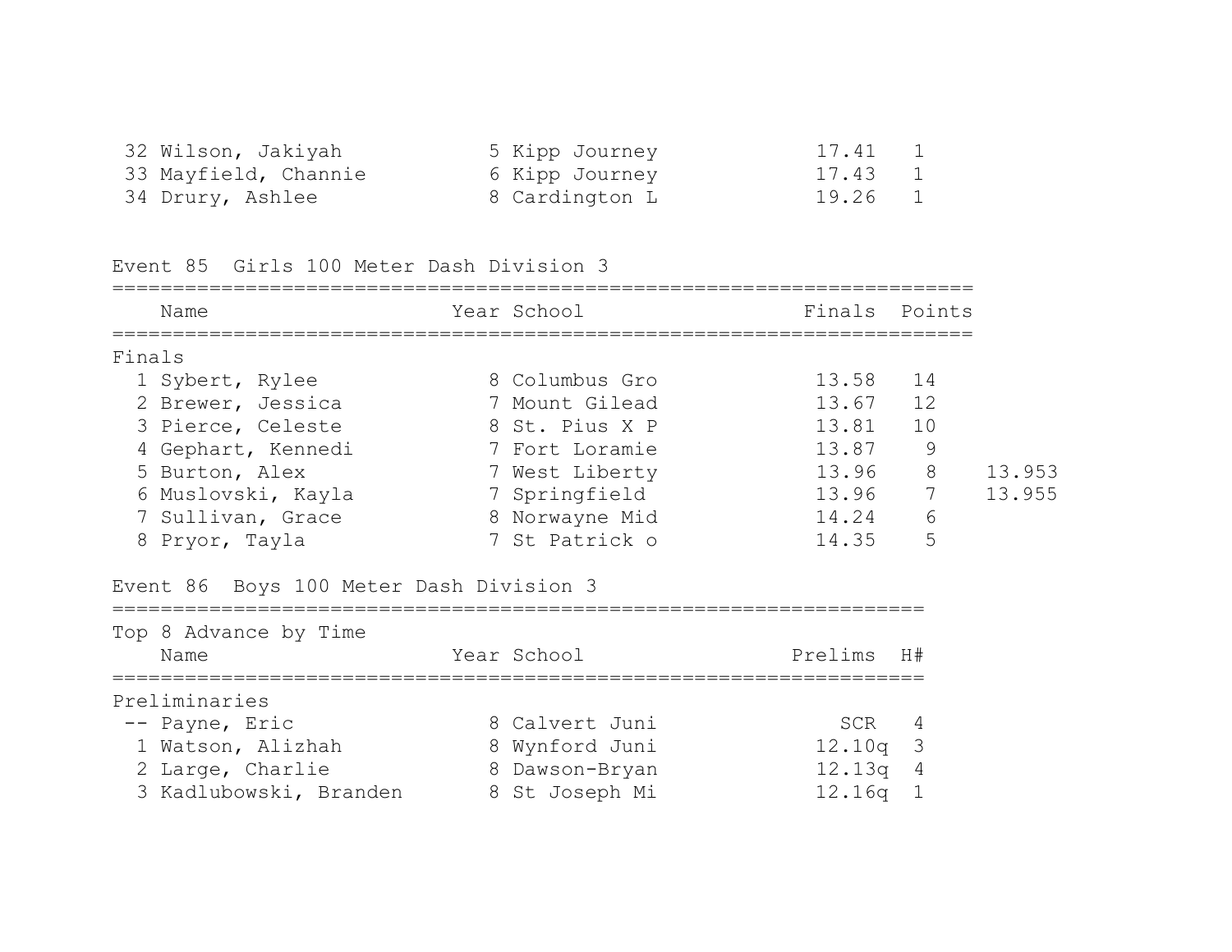| Place | Name | Year | School | Time | H# |
|---|---|---|---|---|---|
| 32 | Wilson, Jakiyah | 5 | Kipp Journey | 17.41 | 1 |
| 33 | Mayfield, Channie | 6 | Kipp Journey | 17.43 | 1 |
| 34 | Drury, Ashlee | 8 | Cardington L | 19.26 | 1 |

## Event 85 Girls 100 Meter Dash Division 3

Finals

| Place | Name | Year | School | Finals | Points | |
|---|---|---|---|---|---|---|
| 1 | Sybert, Rylee | 8 | Columbus Gro | 13.58 | 14 | |
| 2 | Brewer, Jessica | 7 | Mount Gilead | 13.67 | 12 | |
| 3 | Pierce, Celeste | 8 | St. Pius X P | 13.81 | 10 | |
| 4 | Gephart, Kennedi | 7 | Fort Loramie | 13.87 | 9 | |
| 5 | Burton, Alex | 7 | West Liberty | 13.96 | 8 | 13.953 |
| 6 | Muslovski, Kayla | 7 | Springfield | 13.96 | 7 | 13.955 |
| 7 | Sullivan, Grace | 8 | Norwayne Mid | 14.24 | 6 | |
| 8 | Pryor, Tayla | 7 | St Patrick o | 14.35 | 5 | |

## Event 86 Boys 100 Meter Dash Division 3

Top 8 Advance by Time

Preliminaries

| Place | Name | Year | School | Prelims | H# |
|---|---|---|---|---|---|
| -- | Payne, Eric | 8 | Calvert Juni | SCR | 4 |
| 1 | Watson, Alizhah | 8 | Wynford Juni | 12.10q | 3 |
| 2 | Large, Charlie | 8 | Dawson-Bryan | 12.13q | 4 |
| 3 | Kadlubowski, Branden | 8 | St Joseph Mi | 12.16q | 1 |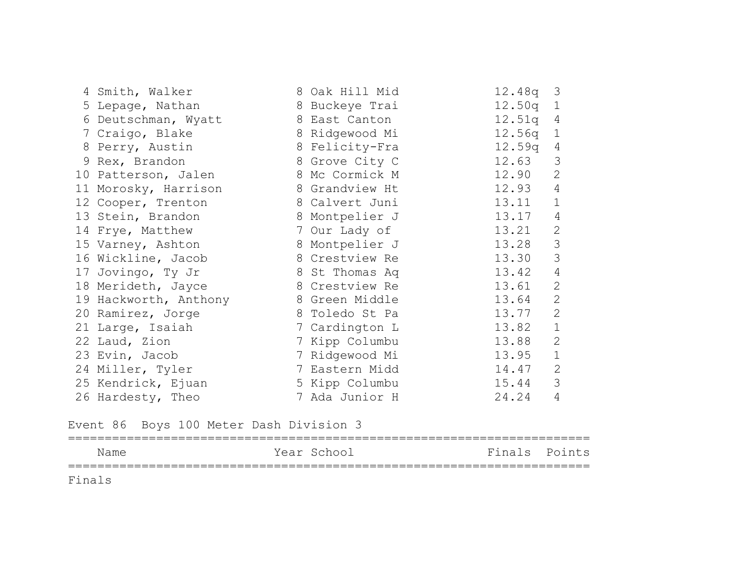| Place | Name | Year | School | Prelims | Heat |
|---|---|---|---|---|---|
| 4 | Smith, Walker | 8 | Oak Hill Mid | 12.48q | 3 |
| 5 | Lepage, Nathan | 8 | Buckeye Trai | 12.50q | 1 |
| 6 | Deutschman, Wyatt | 8 | East Canton | 12.51q | 4 |
| 7 | Craigo, Blake | 8 | Ridgewood Mi | 12.56q | 1 |
| 8 | Perry, Austin | 8 | Felicity-Fra | 12.59q | 4 |
| 9 | Rex, Brandon | 8 | Grove City C | 12.63 | 3 |
| 10 | Patterson, Jalen | 8 | Mc Cormick M | 12.90 | 2 |
| 11 | Morosky, Harrison | 8 | Grandview Ht | 12.93 | 4 |
| 12 | Cooper, Trenton | 8 | Calvert Juni | 13.11 | 1 |
| 13 | Stein, Brandon | 8 | Montpelier J | 13.17 | 4 |
| 14 | Frye, Matthew | 7 | Our Lady of | 13.21 | 2 |
| 15 | Varney, Ashton | 8 | Montpelier J | 13.28 | 3 |
| 16 | Wickline, Jacob | 8 | Crestview Re | 13.30 | 3 |
| 17 | Jovingo, Ty Jr | 8 | St Thomas Aq | 13.42 | 4 |
| 18 | Merideth, Jayce | 8 | Crestview Re | 13.61 | 2 |
| 19 | Hackworth, Anthony | 8 | Green Middle | 13.64 | 2 |
| 20 | Ramirez, Jorge | 8 | Toledo St Pa | 13.77 | 2 |
| 21 | Large, Isaiah | 7 | Cardington L | 13.82 | 1 |
| 22 | Laud, Zion | 7 | Kipp Columbu | 13.88 | 2 |
| 23 | Evin, Jacob | 7 | Ridgewood Mi | 13.95 | 1 |
| 24 | Miller, Tyler | 7 | Eastern Midd | 14.47 | 2 |
| 25 | Kendrick, Ejuan | 5 | Kipp Columbu | 15.44 | 3 |
| 26 | Hardesty, Theo | 7 | Ada Junior H | 24.24 | 4 |

Event 86 Boys 100 Meter Dash Division 3

| Name | Year | School | Finals | Points |
|---|---|---|---|---|

Finals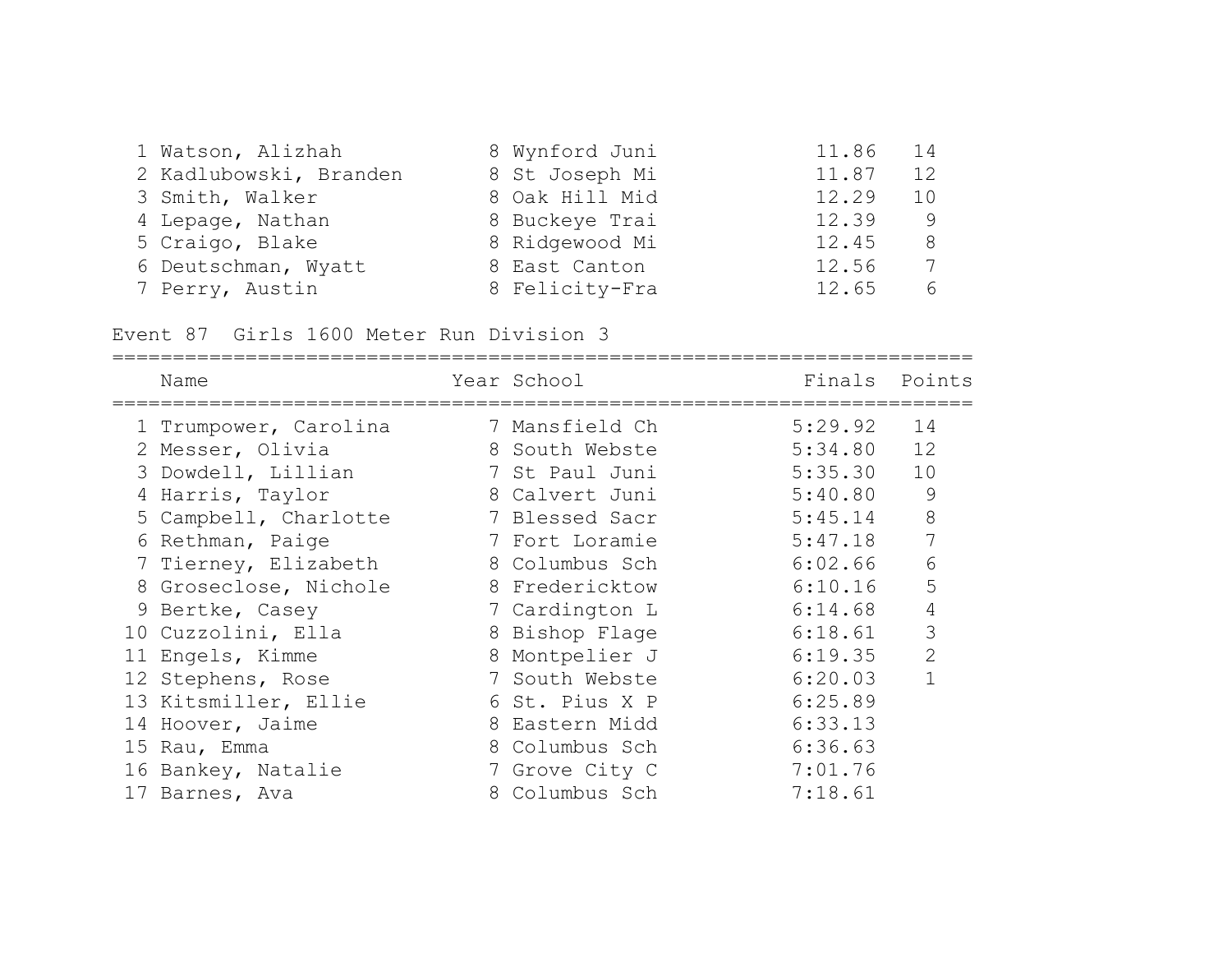| Place | Name | Year | School | Finals | Points |
|---|---|---|---|---|---|
| 1 | Watson, Alizhah | 8 | Wynford Juni | 11.86 | 14 |
| 2 | Kadlubowski, Branden | 8 | St Joseph Mi | 11.87 | 12 |
| 3 | Smith, Walker | 8 | Oak Hill Mid | 12.29 | 10 |
| 4 | Lepage, Nathan | 8 | Buckeye Trai | 12.39 | 9 |
| 5 | Craigo, Blake | 8 | Ridgewood Mi | 12.45 | 8 |
| 6 | Deutschman, Wyatt | 8 | East Canton | 12.56 | 7 |
| 7 | Perry, Austin | 8 | Felicity-Fra | 12.65 | 6 |

## Event 87 Girls 1600 Meter Run Division 3

| Place | Name | Year | School | Finals | Points |
|---|---|---|---|---|---|
| 1 | Trumpower, Carolina | 7 | Mansfield Ch | 5:29.92 | 14 |
| 2 | Messer, Olivia | 8 | South Webste | 5:34.80 | 12 |
| 3 | Dowdell, Lillian | 7 | St Paul Juni | 5:35.30 | 10 |
| 4 | Harris, Taylor | 8 | Calvert Juni | 5:40.80 | 9 |
| 5 | Campbell, Charlotte | 7 | Blessed Sacr | 5:45.14 | 8 |
| 6 | Rethman, Paige | 7 | Fort Loramie | 5:47.18 | 7 |
| 7 | Tierney, Elizabeth | 8 | Columbus Sch | 6:02.66 | 6 |
| 8 | Groseclose, Nichole | 8 | Fredericktow | 6:10.16 | 5 |
| 9 | Bertke, Casey | 7 | Cardington L | 6:14.68 | 4 |
| 10 | Cuzzolini, Ella | 8 | Bishop Flage | 6:18.61 | 3 |
| 11 | Engels, Kimme | 8 | Montpelier J | 6:19.35 | 2 |
| 12 | Stephens, Rose | 7 | South Webste | 6:20.03 | 1 |
| 13 | Kitsmiller, Ellie | 6 | St. Pius X P | 6:25.89 | |
| 14 | Hoover, Jaime | 8 | Eastern Midd | 6:33.13 | |
| 15 | Rau, Emma | 8 | Columbus Sch | 6:36.63 | |
| 16 | Bankey, Natalie | 7 | Grove City C | 7:01.76 | |
| 17 | Barnes, Ava | 8 | Columbus Sch | 7:18.61 | |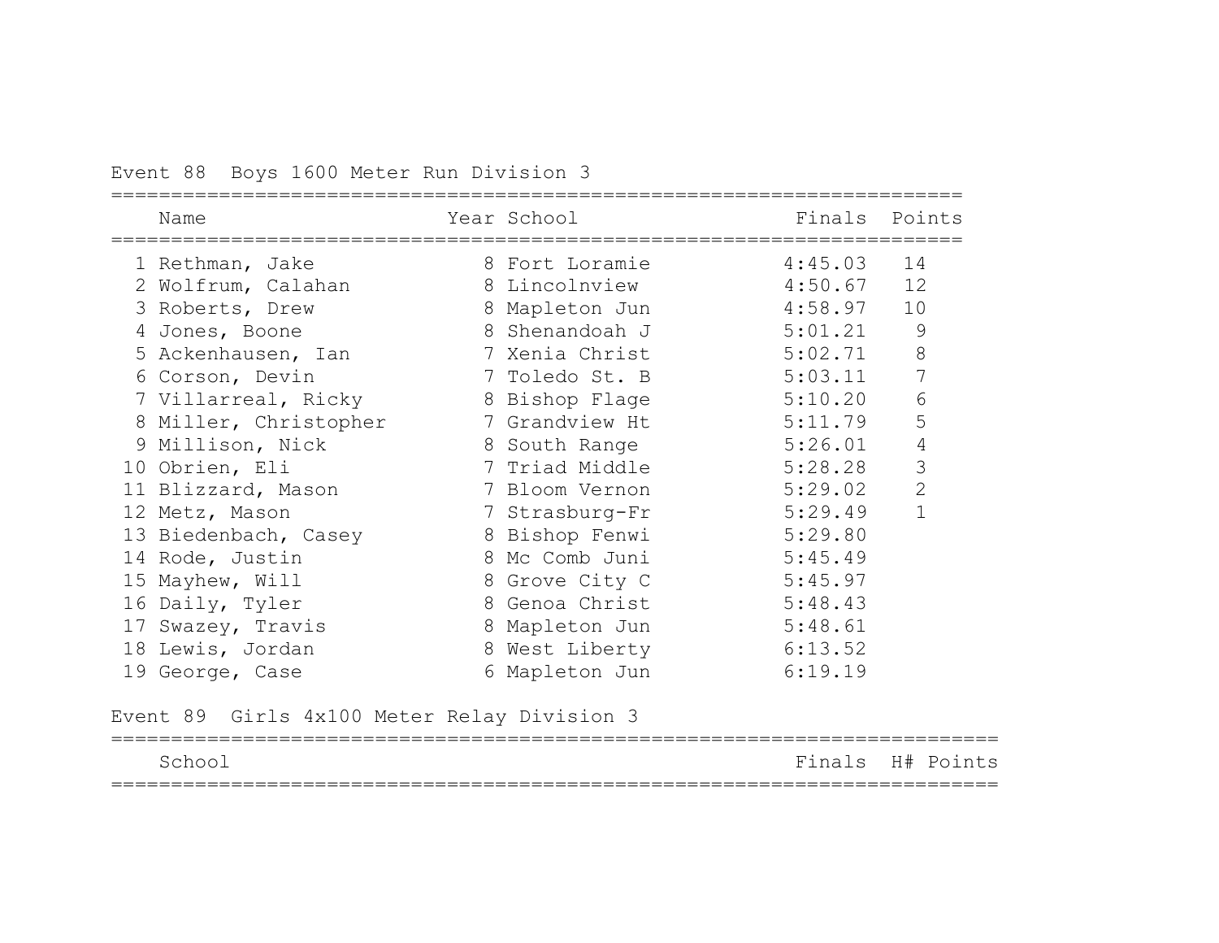## Event 88 Boys 1600 Meter Run Division 3

| | Name | Year | School | Finals | Points |
|---|---|---|---|---|---|
| 1 | Rethman, Jake | 8 | Fort Loramie | 4:45.03 | 14 |
| 2 | Wolfrum, Calahan | 8 | Lincolnview | 4:50.67 | 12 |
| 3 | Roberts, Drew | 8 | Mapleton Jun | 4:58.97 | 10 |
| 4 | Jones, Boone | 8 | Shenandoah J | 5:01.21 | 9 |
| 5 | Ackenhausen, Ian | 7 | Xenia Christ | 5:02.71 | 8 |
| 6 | Corson, Devin | 7 | Toledo St. B | 5:03.11 | 7 |
| 7 | Villarreal, Ricky | 8 | Bishop Flage | 5:10.20 | 6 |
| 8 | Miller, Christopher | 7 | Grandview Ht | 5:11.79 | 5 |
| 9 | Millison, Nick | 8 | South Range | 5:26.01 | 4 |
| 10 | Obrien, Eli | 7 | Triad Middle | 5:28.28 | 3 |
| 11 | Blizzard, Mason | 7 | Bloom Vernon | 5:29.02 | 2 |
| 12 | Metz, Mason | 7 | Strasburg-Fr | 5:29.49 | 1 |
| 13 | Biedenbach, Casey | 8 | Bishop Fenwi | 5:29.80 | |
| 14 | Rode, Justin | 8 | Mc Comb Juni | 5:45.49 | |
| 15 | Mayhew, Will | 8 | Grove City C | 5:45.97 | |
| 16 | Daily, Tyler | 8 | Genoa Christ | 5:48.43 | |
| 17 | Swazey, Travis | 8 | Mapleton Jun | 5:48.61 | |
| 18 | Lewis, Jordan | 8 | West Liberty | 6:13.52 | |
| 19 | George, Case | 6 | Mapleton Jun | 6:19.19 | |

## Event 89 Girls 4x100 Meter Relay Division 3

| School | Finals | H# | Points |
|---|---|---|---|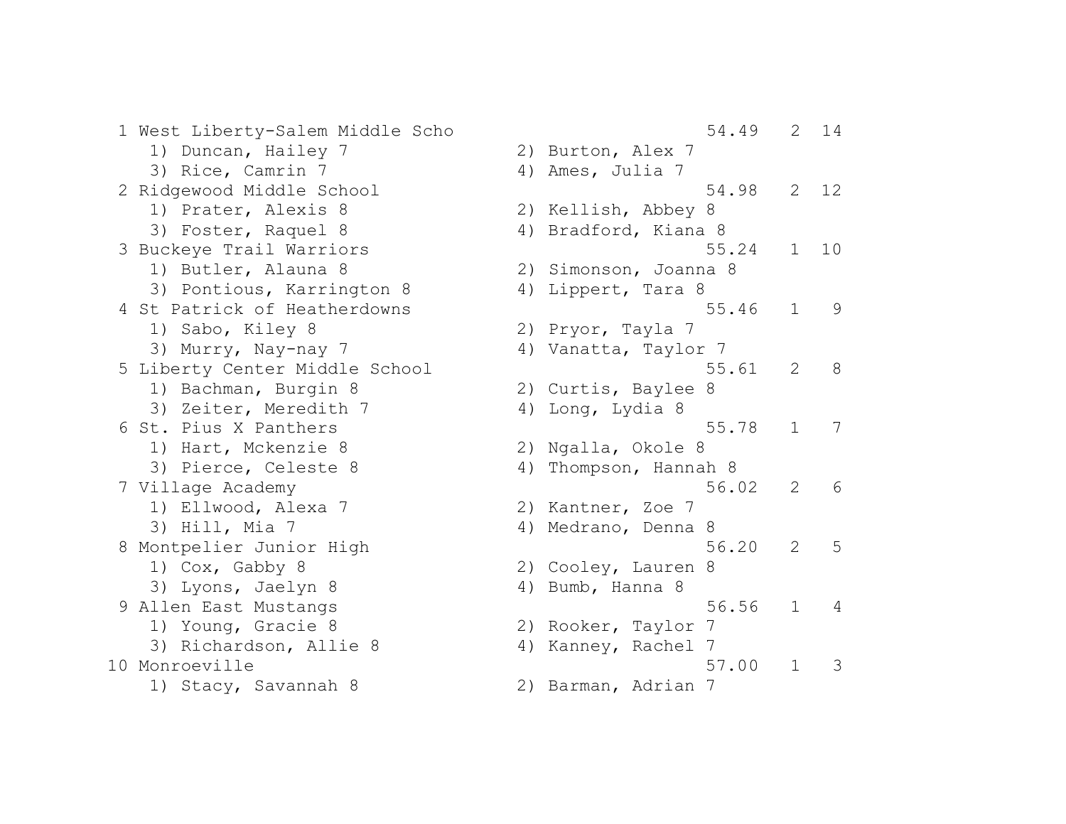```
  1 West Liberty-Salem Middle Scho                        54.49   2  14
     1) Duncan, Hailey 7                2) Burton, Alex 7
     3) Rice, Camrin 7                  4) Ames, Julia 7
  2 Ridgewood Middle School                               54.98   2  12
     1) Prater, Alexis 8                2) Kellish, Abbey 8
     3) Foster, Raquel 8                4) Bradford, Kiana 8
  3 Buckeye Trail Warriors                                55.24   1  10
     1) Butler, Alauna 8                2) Simonson, Joanna 8
     3) Pontious, Karrington 8          4) Lippert, Tara 8
  4 St Patrick of Heatherdowns                            55.46   1   9
     1) Sabo, Kiley 8                   2) Pryor, Tayla 7
     3) Murry, Nay-nay 7                4) Vanatta, Taylor 7
  5 Liberty Center Middle School                          55.61   2   8
     1) Bachman, Burgin 8               2) Curtis, Baylee 8
     3) Zeiter, Meredith 7              4) Long, Lydia 8
  6 St. Pius X Panthers                                   55.78   1   7
     1) Hart, Mckenzie 8                2) Ngalla, Okole 8
     3) Pierce, Celeste 8               4) Thompson, Hannah 8
  7 Village Academy                                       56.02   2   6
     1) Ellwood, Alexa 7                2) Kantner, Zoe 7
     3) Hill, Mia 7                     4) Medrano, Denna 8
  8 Montpelier Junior High                                56.20   2   5
     1) Cox, Gabby 8                    2) Cooley, Lauren 8
     3) Lyons, Jaelyn 8                 4) Bumb, Hanna 8
  9 Allen East Mustangs                                   56.56   1   4
     1) Young, Gracie 8                 2) Rooker, Taylor 7
     3) Richardson, Allie 8             4) Kanney, Rachel 7
 10 Monroeville                                           57.00   1   3
     1) Stacy, Savannah 8               2) Barman, Adrian 7
```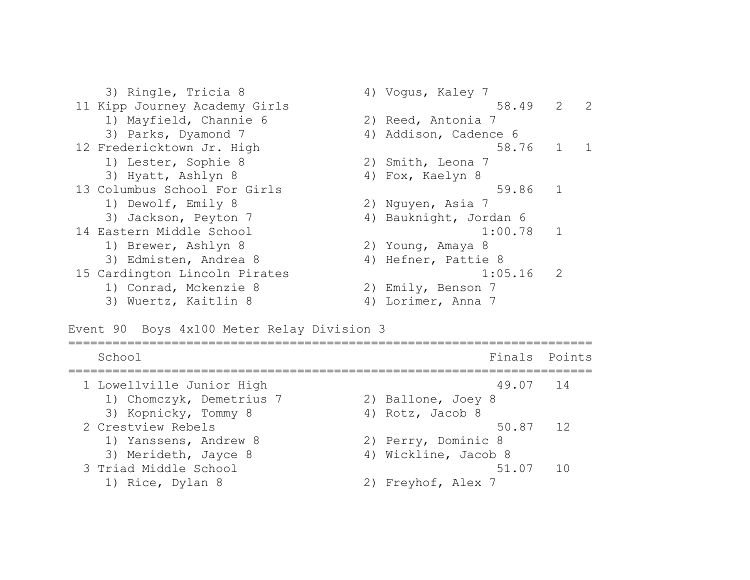```
    3) Ringle, Tricia 8                4) Vogus, Kaley 7
 11 Kipp Journey Academy Girls                        58.49   2   2
    1) Mayfield, Channie 6             2) Reed, Antonia 7
    3) Parks, Dyamond 7                4) Addison, Cadence 6
 12 Fredericktown Jr. High                            58.76   1   1
    1) Lester, Sophie 8                2) Smith, Leona 7
    3) Hyatt, Ashlyn 8                 4) Fox, Kaelyn 8
 13 Columbus School For Girls                         59.86   1
    1) Dewolf, Emily 8                 2) Nguyen, Asia 7
    3) Jackson, Peyton 7               4) Bauknight, Jordan 6
 14 Eastern Middle School                           1:00.78   1
    1) Brewer, Ashlyn 8                2) Young, Amaya 8
    3) Edmisten, Andrea 8              4) Hefner, Pattie 8
 15 Cardington Lincoln Pirates                      1:05.16   2
    1) Conrad, Mckenzie 8              2) Emily, Benson 7
    3) Wuertz, Kaitlin 8               4) Lorimer, Anna 7
```

Event 90  Boys 4x100 Meter Relay Division 3

```
=========================================================================
    School                                               Finals  Points
=========================================================================
  1 Lowellville Junior High                               49.07   14
    1) Chomczyk, Demetrius 7           2) Ballone, Joey 8
    3) Kopnicky, Tommy 8               4) Rotz, Jacob 8
  2 Crestview Rebels                                      50.87   12
    1) Yanssens, Andrew 8              2) Perry, Dominic 8
    3) Merideth, Jayce 8               4) Wickline, Jacob 8
  3 Triad Middle School                                   51.07   10
    1) Rice, Dylan 8                   2) Freyhof, Alex 7
```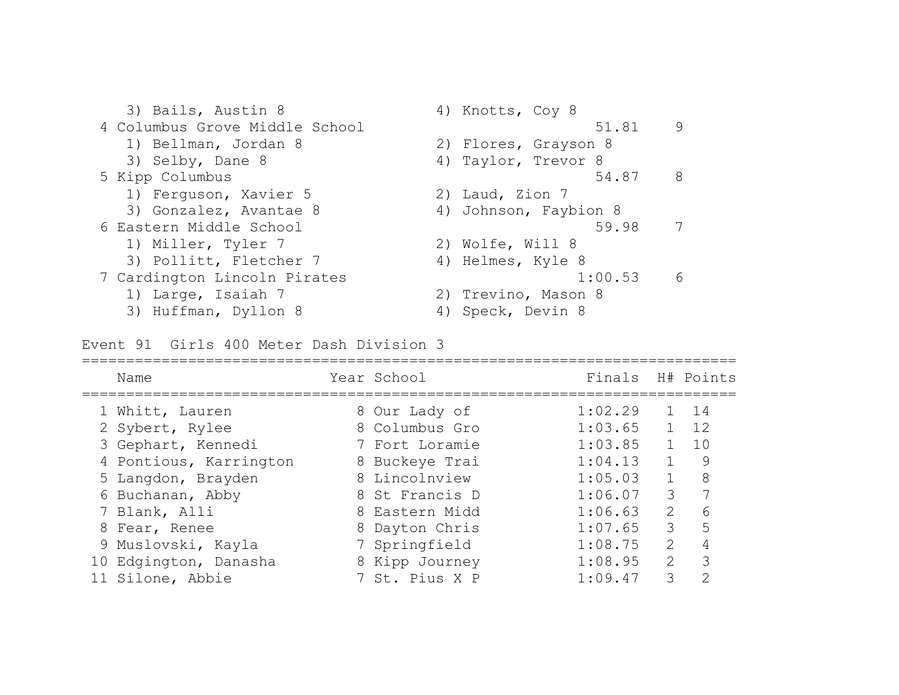3) Bails, Austin 8 4) Knotts, Coy 8

| Place | Team | Finals | Points |
|---|---|---|---|
| 4 | Columbus Grove Middle School | 51.81 | 9 |
| | 1) Bellman, Jordan 8; 2) Flores, Grayson 8; 3) Selby, Dane 8; 4) Taylor, Trevor 8 | | |
| 5 | Kipp Columbus | 54.87 | 8 |
| | 1) Ferguson, Xavier 5; 2) Laud, Zion 7; 3) Gonzalez, Avantae 8; 4) Johnson, Faybion 8 | | |
| 6 | Eastern Middle School | 59.98 | 7 |
| | 1) Miller, Tyler 7; 2) Wolfe, Will 8; 3) Pollitt, Fletcher 7; 4) Helmes, Kyle 8 | | |
| 7 | Cardington Lincoln Pirates | 1:00.53 | 6 |
| | 1) Large, Isaiah 7; 2) Trevino, Mason 8; 3) Huffman, Dyllon 8; 4) Speck, Devin 8 | | |

## Event 91 Girls 400 Meter Dash Division 3

| | Name | Year | School | Finals | H# | Points |
|---|---|---|---|---|---|---|
| 1 | Whitt, Lauren | 8 | Our Lady of | 1:02.29 | 1 | 14 |
| 2 | Sybert, Rylee | 8 | Columbus Gro | 1:03.65 | 1 | 12 |
| 3 | Gephart, Kennedi | 7 | Fort Loramie | 1:03.85 | 1 | 10 |
| 4 | Pontious, Karrington | 8 | Buckeye Trai | 1:04.13 | 1 | 9 |
| 5 | Langdon, Brayden | 8 | Lincolnview | 1:05.03 | 1 | 8 |
| 6 | Buchanan, Abby | 8 | St Francis D | 1:06.07 | 3 | 7 |
| 7 | Blank, Alli | 8 | Eastern Midd | 1:06.63 | 2 | 6 |
| 8 | Fear, Renee | 8 | Dayton Chris | 1:07.65 | 3 | 5 |
| 9 | Muslovski, Kayla | 7 | Springfield | 1:08.75 | 2 | 4 |
| 10 | Edgington, Danasha | 8 | Kipp Journey | 1:08.95 | 2 | 3 |
| 11 | Silone, Abbie | 7 | St. Pius X P | 1:09.47 | 3 | 2 |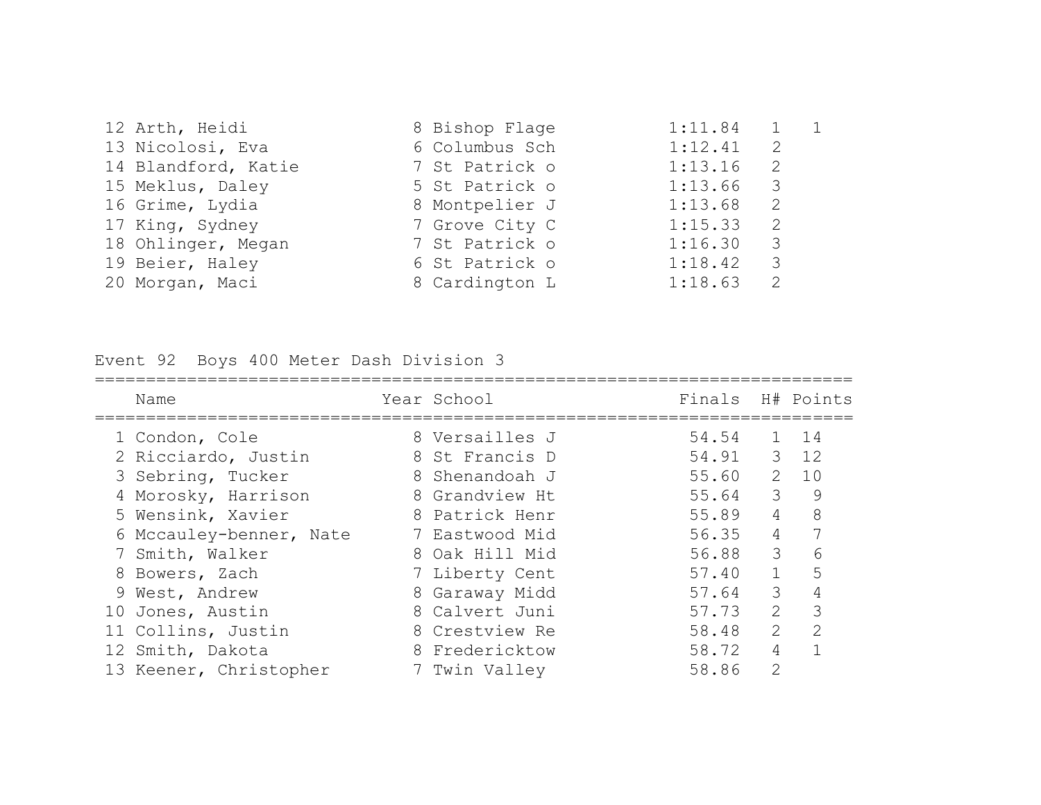| Place | Name | Year | School | Finals | H# | Points |
|---|---|---|---|---|---|---|
| 12 | Arth, Heidi | 8 | Bishop Flage | 1:11.84 | 1 | 1 |
| 13 | Nicolosi, Eva | 6 | Columbus Sch | 1:12.41 | 2 | |
| 14 | Blandford, Katie | 7 | St Patrick o | 1:13.16 | 2 | |
| 15 | Meklus, Daley | 5 | St Patrick o | 1:13.66 | 3 | |
| 16 | Grime, Lydia | 8 | Montpelier J | 1:13.68 | 2 | |
| 17 | King, Sydney | 7 | Grove City C | 1:15.33 | 2 | |
| 18 | Ohlinger, Megan | 7 | St Patrick o | 1:16.30 | 3 | |
| 19 | Beier, Haley | 6 | St Patrick o | 1:18.42 | 3 | |
| 20 | Morgan, Maci | 8 | Cardington L | 1:18.63 | 2 | |

## Event 92 Boys 400 Meter Dash Division 3

| | Name | Year | School | Finals | H# | Points |
|---|---|---|---|---|---|---|
| 1 | Condon, Cole | 8 | Versailles J | 54.54 | 1 | 14 |
| 2 | Ricciardo, Justin | 8 | St Francis D | 54.91 | 3 | 12 |
| 3 | Sebring, Tucker | 8 | Shenandoah J | 55.60 | 2 | 10 |
| 4 | Morosky, Harrison | 8 | Grandview Ht | 55.64 | 3 | 9 |
| 5 | Wensink, Xavier | 8 | Patrick Henr | 55.89 | 4 | 8 |
| 6 | Mccauley-benner, Nate | 7 | Eastwood Mid | 56.35 | 4 | 7 |
| 7 | Smith, Walker | 8 | Oak Hill Mid | 56.88 | 3 | 6 |
| 8 | Bowers, Zach | 7 | Liberty Cent | 57.40 | 1 | 5 |
| 9 | West, Andrew | 8 | Garaway Midd | 57.64 | 3 | 4 |
| 10 | Jones, Austin | 8 | Calvert Juni | 57.73 | 2 | 3 |
| 11 | Collins, Justin | 8 | Crestview Re | 58.48 | 2 | 2 |
| 12 | Smith, Dakota | 8 | Fredericktow | 58.72 | 4 | 1 |
| 13 | Keener, Christopher | 7 | Twin Valley | 58.86 | 2 | |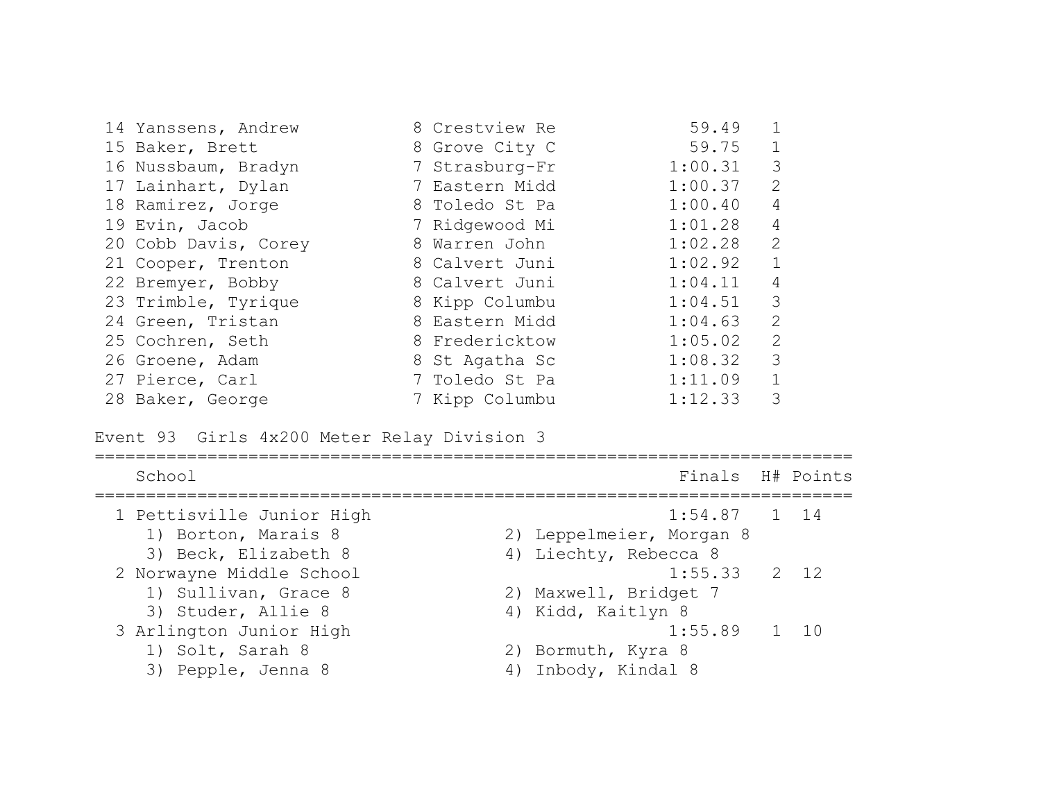| Place | Name | Year | School | Finals | H# |
|---|---|---|---|---|---|
| 14 | Yanssens, Andrew | 8 | Crestview Re | 59.49 | 1 |
| 15 | Baker, Brett | 8 | Grove City C | 59.75 | 1 |
| 16 | Nussbaum, Bradyn | 7 | Strasburg-Fr | 1:00.31 | 3 |
| 17 | Lainhart, Dylan | 7 | Eastern Midd | 1:00.37 | 2 |
| 18 | Ramirez, Jorge | 8 | Toledo St Pa | 1:00.40 | 4 |
| 19 | Evin, Jacob | 7 | Ridgewood Mi | 1:01.28 | 4 |
| 20 | Cobb Davis, Corey | 8 | Warren John | 1:02.28 | 2 |
| 21 | Cooper, Trenton | 8 | Calvert Juni | 1:02.92 | 1 |
| 22 | Bremyer, Bobby | 8 | Calvert Juni | 1:04.11 | 4 |
| 23 | Trimble, Tyrique | 8 | Kipp Columbu | 1:04.51 | 3 |
| 24 | Green, Tristan | 8 | Eastern Midd | 1:04.63 | 2 |
| 25 | Cochren, Seth | 8 | Fredericktow | 1:05.02 | 2 |
| 26 | Groene, Adam | 8 | St Agatha Sc | 1:08.32 | 3 |
| 27 | Pierce, Carl | 7 | Toledo St Pa | 1:11.09 | 1 |
| 28 | Baker, George | 7 | Kipp Columbu | 1:12.33 | 3 |

## Event 93 Girls 4x200 Meter Relay Division 3

| Place | School | Finals | H# | Points |
|---|---|---|---|---|
| 1 | Pettisville Junior High | 1:54.87 | 1 | 14 |
| | 1) Borton, Marais 8; 2) Leppelmeier, Morgan 8; 3) Beck, Elizabeth 8; 4) Liechty, Rebecca 8 | | | |
| 2 | Norwayne Middle School | 1:55.33 | 2 | 12 |
| | 1) Sullivan, Grace 8; 2) Maxwell, Bridget 7; 3) Studer, Allie 8; 4) Kidd, Kaitlyn 8 | | | |
| 3 | Arlington Junior High | 1:55.89 | 1 | 10 |
| | 1) Solt, Sarah 8; 2) Bormuth, Kyra 8; 3) Pepple, Jenna 8; 4) Inbody, Kindal 8 | | | |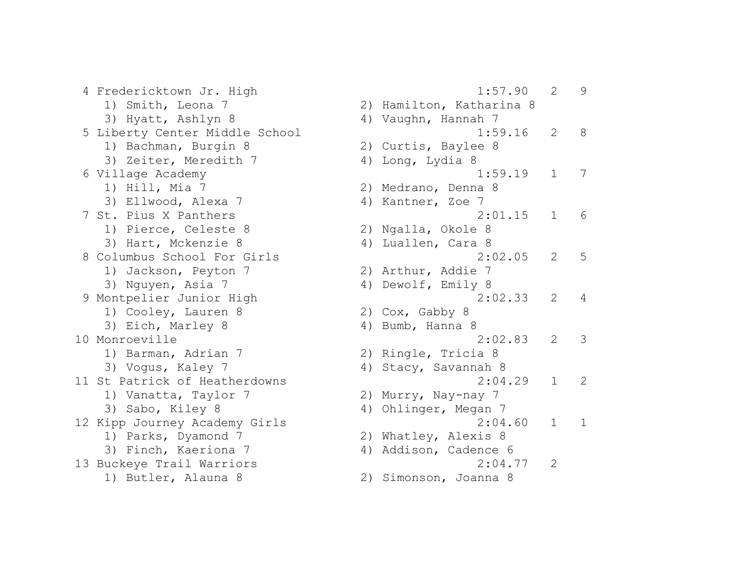```
  4 Fredericktown Jr. High                                   1:57.90   2   9
     1) Smith, Leona 7                  2) Hamilton, Katharina 8
     3) Hyatt, Ashlyn 8                 4) Vaughn, Hannah 7
  5 Liberty Center Middle School                             1:59.16   2   8
     1) Bachman, Burgin 8               2) Curtis, Baylee 8
     3) Zeiter, Meredith 7              4) Long, Lydia 8
  6 Village Academy                                          1:59.19   1   7
     1) Hill, Mia 7                     2) Medrano, Denna 8
     3) Ellwood, Alexa 7                4) Kantner, Zoe 7
  7 St. Pius X Panthers                                      2:01.15   1   6
     1) Pierce, Celeste 8               2) Ngalla, Okole 8
     3) Hart, Mckenzie 8                4) Luallen, Cara 8
  8 Columbus School For Girls                                2:02.05   2   5
     1) Jackson, Peyton 7               2) Arthur, Addie 7
     3) Nguyen, Asia 7                  4) Dewolf, Emily 8
  9 Montpelier Junior High                                   2:02.33   2   4
     1) Cooley, Lauren 8                2) Cox, Gabby 8
     3) Eich, Marley 8                  4) Bumb, Hanna 8
 10 Monroeville                                              2:02.83   2   3
     1) Barman, Adrian 7                2) Ringle, Tricia 8
     3) Vogus, Kaley 7                  4) Stacy, Savannah 8
 11 St Patrick of Heatherdowns                               2:04.29   1   2
     1) Vanatta, Taylor 7               2) Murry, Nay-nay 7
     3) Sabo, Kiley 8                   4) Ohlinger, Megan 7
 12 Kipp Journey Academy Girls                               2:04.60   1   1
     1) Parks, Dyamond 7                2) Whatley, Alexis 8
     3) Finch, Kaeriona 7               4) Addison, Cadence 6
 13 Buckeye Trail Warriors                                   2:04.77   2
     1) Butler, Alauna 8                2) Simonson, Joanna 8
```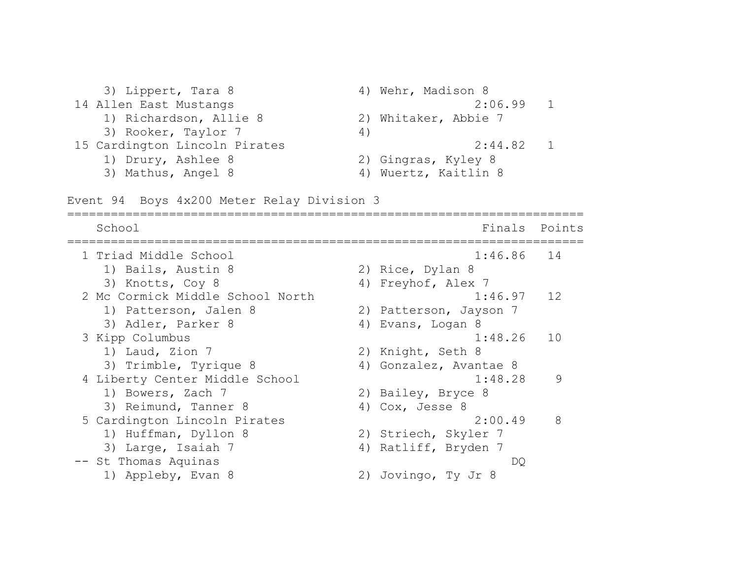3) Lippert, Tara 8                4) Wehr, Madison 8

| Place | School | Finals | Points |
|---|---|---|---|
| 14 | Allen East Mustangs | 2:06.99 | 1 |
| | 1) Richardson, Allie 8 — 2) Whitaker, Abbie 7 — 3) Rooker, Taylor 7 — 4) | | |
| 15 | Cardington Lincoln Pirates | 2:44.82 | 1 |
| | 1) Drury, Ashlee 8 — 2) Gingras, Kyley 8 — 3) Mathus, Angel 8 — 4) Wuertz, Kaitlin 8 | | |

## Event 94 Boys 4x200 Meter Relay Division 3

| Place | School | Finals | Points |
|---|---|---|---|
| 1 | Triad Middle School | 1:46.86 | 14 |
| | 1) Bails, Austin 8 — 2) Rice, Dylan 8 — 3) Knotts, Coy 8 — 4) Freyhof, Alex 7 | | |
| 2 | Mc Cormick Middle School North | 1:46.97 | 12 |
| | 1) Patterson, Jalen 8 — 2) Patterson, Jayson 7 — 3) Adler, Parker 8 — 4) Evans, Logan 8 | | |
| 3 | Kipp Columbus | 1:48.26 | 10 |
| | 1) Laud, Zion 7 — 2) Knight, Seth 8 — 3) Trimble, Tyrique 8 — 4) Gonzalez, Avantae 8 | | |
| 4 | Liberty Center Middle School | 1:48.28 | 9 |
| | 1) Bowers, Zach 7 — 2) Bailey, Bryce 8 — 3) Reimund, Tanner 8 — 4) Cox, Jesse 8 | | |
| 5 | Cardington Lincoln Pirates | 2:00.49 | 8 |
| | 1) Huffman, Dyllon 8 — 2) Striech, Skyler 7 — 3) Large, Isaiah 7 — 4) Ratliff, Bryden 7 | | |
| -- | St Thomas Aquinas | DQ | |
| | 1) Appleby, Evan 8 — 2) Jovingo, Ty Jr 8 | | |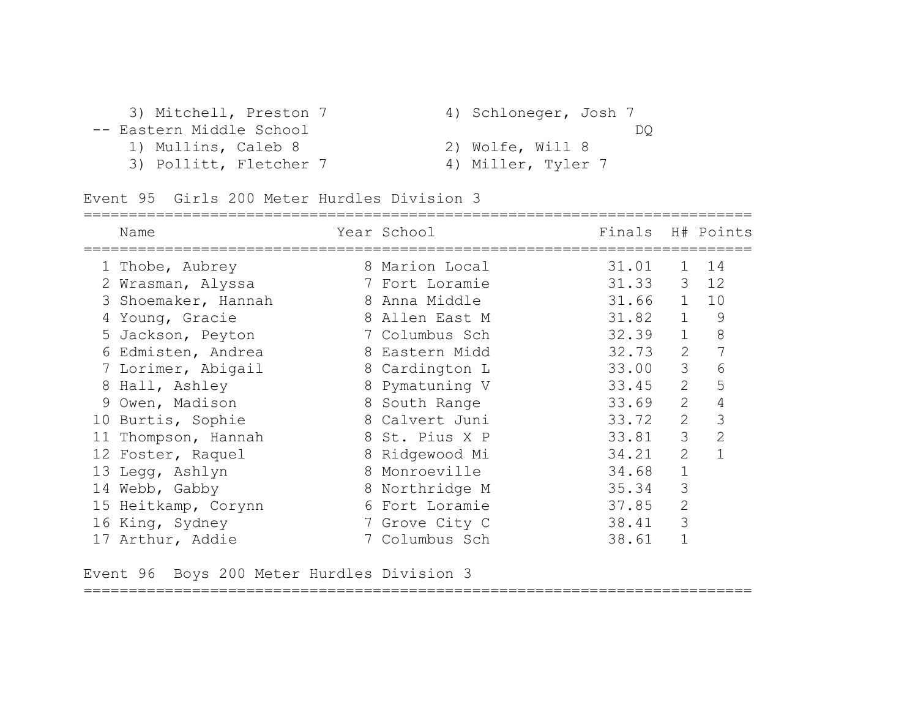3) Mitchell, Preston 7 4) Schloneger, Josh 7

-- Eastern Middle School DQ

1) Mullins, Caleb 8 2) Wolfe, Will 8

3) Pollitt, Fletcher 7 4) Miller, Tyler 7

## Event 95 Girls 200 Meter Hurdles Division 3

| | Name | Year | School | Finals | H# | Points |
|---|---|---|---|---|---|---|
| 1 | Thobe, Aubrey | 8 | Marion Local | 31.01 | 1 | 14 |
| 2 | Wrasman, Alyssa | 7 | Fort Loramie | 31.33 | 3 | 12 |
| 3 | Shoemaker, Hannah | 8 | Anna Middle | 31.66 | 1 | 10 |
| 4 | Young, Gracie | 8 | Allen East M | 31.82 | 1 | 9 |
| 5 | Jackson, Peyton | 7 | Columbus Sch | 32.39 | 1 | 8 |
| 6 | Edmisten, Andrea | 8 | Eastern Midd | 32.73 | 2 | 7 |
| 7 | Lorimer, Abigail | 8 | Cardington L | 33.00 | 3 | 6 |
| 8 | Hall, Ashley | 8 | Pymatuning V | 33.45 | 2 | 5 |
| 9 | Owen, Madison | 8 | South Range | 33.69 | 2 | 4 |
| 10 | Burtis, Sophie | 8 | Calvert Juni | 33.72 | 2 | 3 |
| 11 | Thompson, Hannah | 8 | St. Pius X P | 33.81 | 3 | 2 |
| 12 | Foster, Raquel | 8 | Ridgewood Mi | 34.21 | 2 | 1 |
| 13 | Legg, Ashlyn | 8 | Monroeville | 34.68 | 1 | |
| 14 | Webb, Gabby | 8 | Northridge M | 35.34 | 3 | |
| 15 | Heitkamp, Corynn | 6 | Fort Loramie | 37.85 | 2 | |
| 16 | King, Sydney | 7 | Grove City C | 38.41 | 3 | |
| 17 | Arthur, Addie | 7 | Columbus Sch | 38.61 | 1 | |

## Event 96 Boys 200 Meter Hurdles Division 3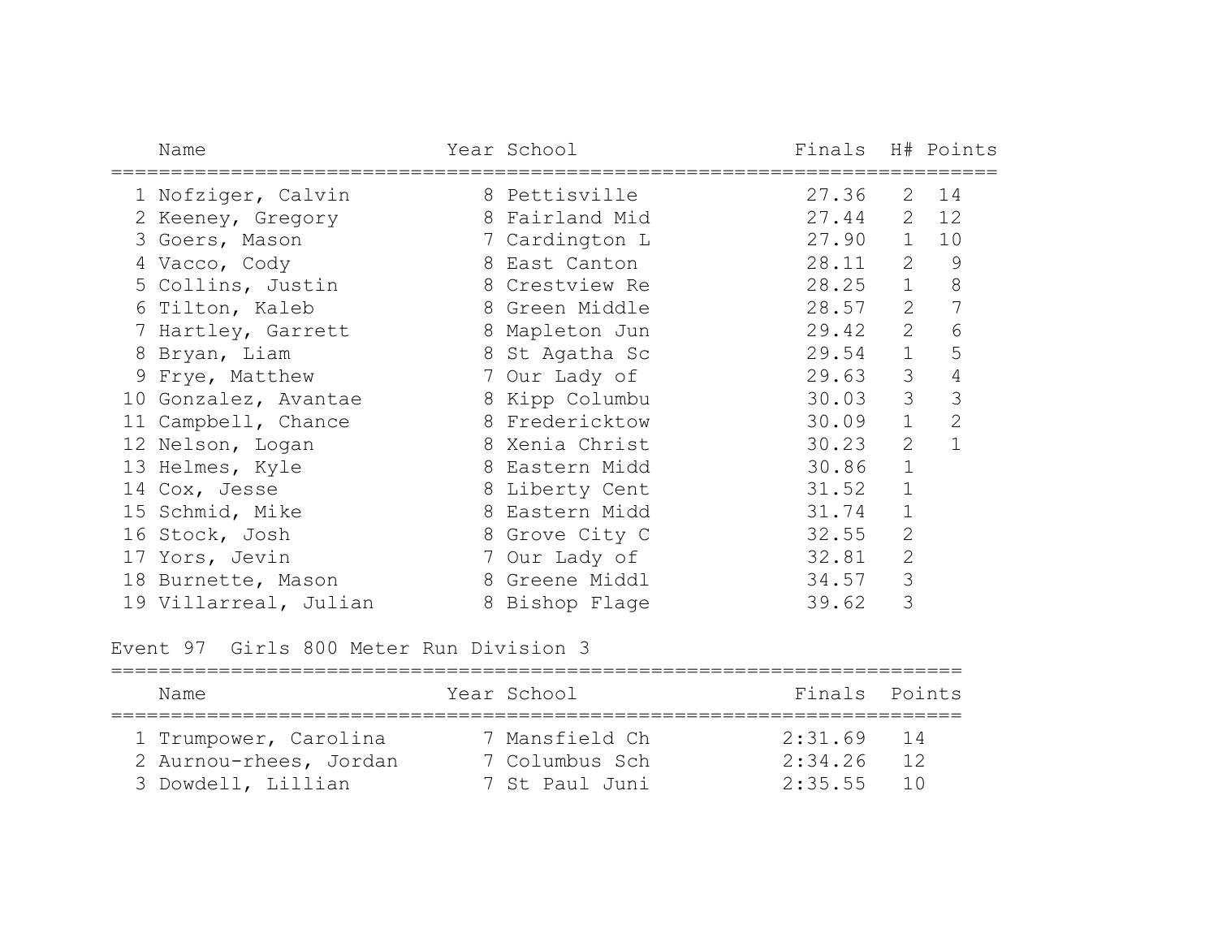| | Name | Year | School | Finals | H# | Points |
|---|---|---|---|---|---|---|
| 1 | Nofziger, Calvin | 8 | Pettisville | 27.36 | 2 | 14 |
| 2 | Keeney, Gregory | 8 | Fairland Mid | 27.44 | 2 | 12 |
| 3 | Goers, Mason | 7 | Cardington L | 27.90 | 1 | 10 |
| 4 | Vacco, Cody | 8 | East Canton | 28.11 | 2 | 9 |
| 5 | Collins, Justin | 8 | Crestview Re | 28.25 | 1 | 8 |
| 6 | Tilton, Kaleb | 8 | Green Middle | 28.57 | 2 | 7 |
| 7 | Hartley, Garrett | 8 | Mapleton Jun | 29.42 | 2 | 6 |
| 8 | Bryan, Liam | 8 | St Agatha Sc | 29.54 | 1 | 5 |
| 9 | Frye, Matthew | 7 | Our Lady of | 29.63 | 3 | 4 |
| 10 | Gonzalez, Avantae | 8 | Kipp Columbu | 30.03 | 3 | 3 |
| 11 | Campbell, Chance | 8 | Fredericktow | 30.09 | 1 | 2 |
| 12 | Nelson, Logan | 8 | Xenia Christ | 30.23 | 2 | 1 |
| 13 | Helmes, Kyle | 8 | Eastern Midd | 30.86 | 1 | |
| 14 | Cox, Jesse | 8 | Liberty Cent | 31.52 | 1 | |
| 15 | Schmid, Mike | 8 | Eastern Midd | 31.74 | 1 | |
| 16 | Stock, Josh | 8 | Grove City C | 32.55 | 2 | |
| 17 | Yors, Jevin | 7 | Our Lady of | 32.81 | 2 | |
| 18 | Burnette, Mason | 8 | Greene Middl | 34.57 | 3 | |
| 19 | Villarreal, Julian | 8 | Bishop Flage | 39.62 | 3 | |

Event 97 Girls 800 Meter Run Division 3

| | Name | Year | School | Finals | Points |
|---|---|---|---|---|---|
| 1 | Trumpower, Carolina | 7 | Mansfield Ch | 2:31.69 | 14 |
| 2 | Aurnou-rhees, Jordan | 7 | Columbus Sch | 2:34.26 | 12 |
| 3 | Dowdell, Lillian | 7 | St Paul Juni | 2:35.55 | 10 |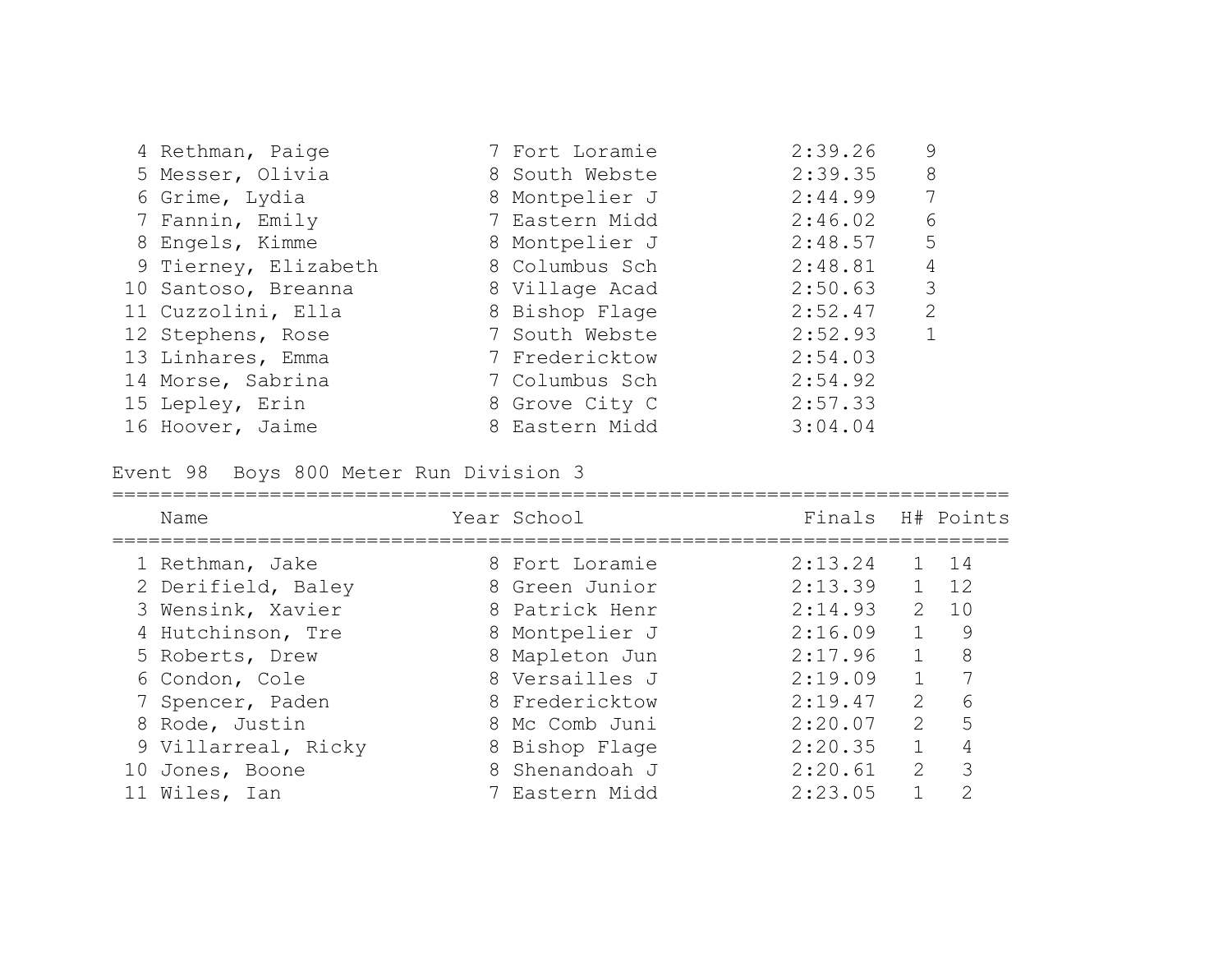| | Name | Year | School | Finals | Points |
|---|---|---|---|---|---|
| 4 | Rethman, Paige | 7 | Fort Loramie | 2:39.26 | 9 |
| 5 | Messer, Olivia | 8 | South Webste | 2:39.35 | 8 |
| 6 | Grime, Lydia | 8 | Montpelier J | 2:44.99 | 7 |
| 7 | Fannin, Emily | 7 | Eastern Midd | 2:46.02 | 6 |
| 8 | Engels, Kimme | 8 | Montpelier J | 2:48.57 | 5 |
| 9 | Tierney, Elizabeth | 8 | Columbus Sch | 2:48.81 | 4 |
| 10 | Santoso, Breanna | 8 | Village Acad | 2:50.63 | 3 |
| 11 | Cuzzolini, Ella | 8 | Bishop Flage | 2:52.47 | 2 |
| 12 | Stephens, Rose | 7 | South Webste | 2:52.93 | 1 |
| 13 | Linhares, Emma | 7 | Fredericktow | 2:54.03 | |
| 14 | Morse, Sabrina | 7 | Columbus Sch | 2:54.92 | |
| 15 | Lepley, Erin | 8 | Grove City C | 2:57.33 | |
| 16 | Hoover, Jaime | 8 | Eastern Midd | 3:04.04 | |

Event 98 Boys 800 Meter Run Division 3

| | Name | Year | School | Finals | H# | Points |
|---|---|---|---|---|---|---|
| 1 | Rethman, Jake | 8 | Fort Loramie | 2:13.24 | 1 | 14 |
| 2 | Derifield, Baley | 8 | Green Junior | 2:13.39 | 1 | 12 |
| 3 | Wensink, Xavier | 8 | Patrick Henr | 2:14.93 | 2 | 10 |
| 4 | Hutchinson, Tre | 8 | Montpelier J | 2:16.09 | 1 | 9 |
| 5 | Roberts, Drew | 8 | Mapleton Jun | 2:17.96 | 1 | 8 |
| 6 | Condon, Cole | 8 | Versailles J | 2:19.09 | 1 | 7 |
| 7 | Spencer, Paden | 8 | Fredericktow | 2:19.47 | 2 | 6 |
| 8 | Rode, Justin | 8 | Mc Comb Juni | 2:20.07 | 2 | 5 |
| 9 | Villarreal, Ricky | 8 | Bishop Flage | 2:20.35 | 1 | 4 |
| 10 | Jones, Boone | 8 | Shenandoah J | 2:20.61 | 2 | 3 |
| 11 | Wiles, Ian | 7 | Eastern Midd | 2:23.05 | 1 | 2 |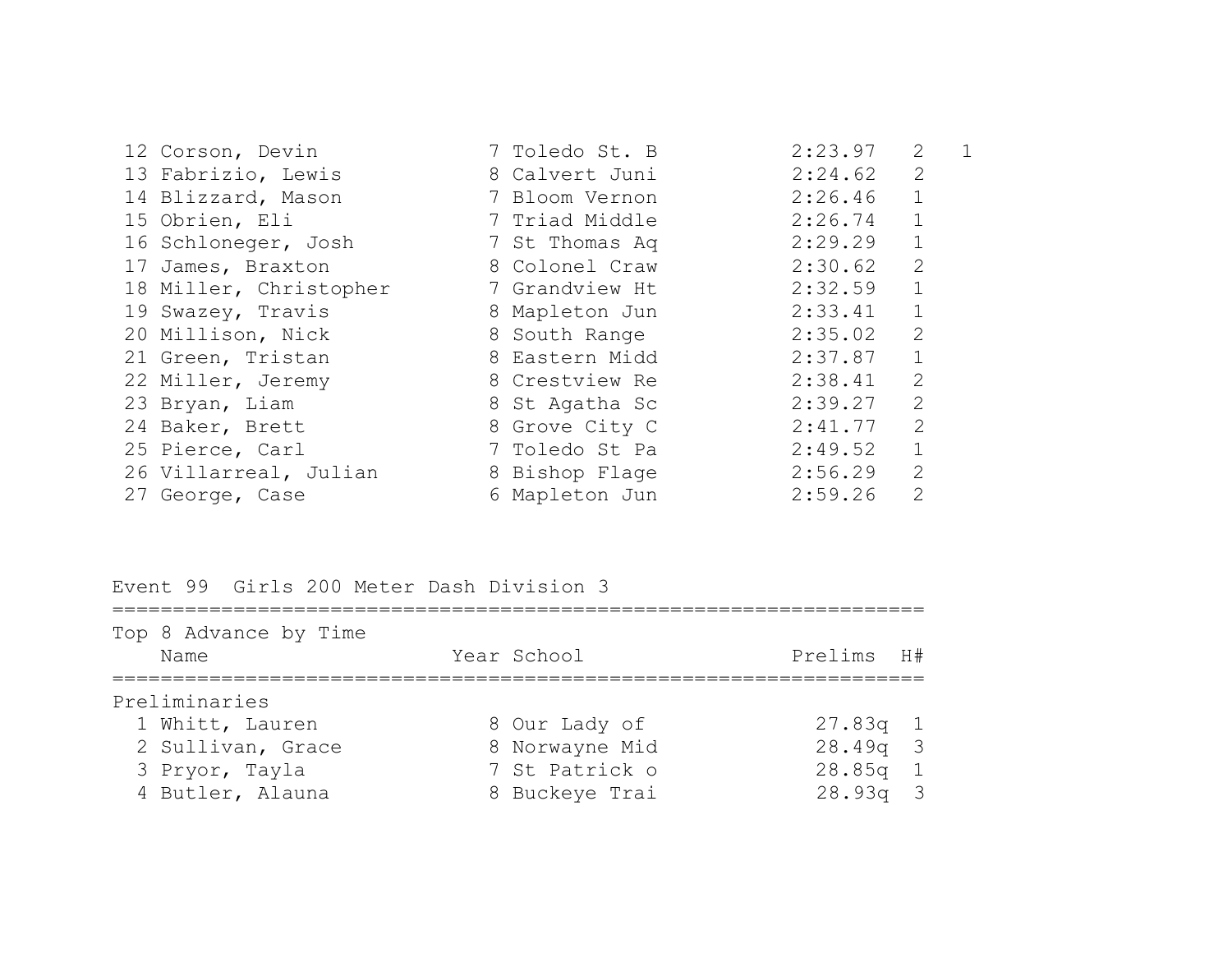| Place | Name | Year | School | Time | H# | Points |
|---|---|---|---|---|---|---|
| 12 | Corson, Devin | 7 | Toledo St. B | 2:23.97 | 2 | 1 |
| 13 | Fabrizio, Lewis | 8 | Calvert Juni | 2:24.62 | 2 | |
| 14 | Blizzard, Mason | 7 | Bloom Vernon | 2:26.46 | 1 | |
| 15 | Obrien, Eli | 7 | Triad Middle | 2:26.74 | 1 | |
| 16 | Schloneger, Josh | 7 | St Thomas Aq | 2:29.29 | 1 | |
| 17 | James, Braxton | 8 | Colonel Craw | 2:30.62 | 2 | |
| 18 | Miller, Christopher | 7 | Grandview Ht | 2:32.59 | 1 | |
| 19 | Swazey, Travis | 8 | Mapleton Jun | 2:33.41 | 1 | |
| 20 | Millison, Nick | 8 | South Range | 2:35.02 | 2 | |
| 21 | Green, Tristan | 8 | Eastern Midd | 2:37.87 | 1 | |
| 22 | Miller, Jeremy | 8 | Crestview Re | 2:38.41 | 2 | |
| 23 | Bryan, Liam | 8 | St Agatha Sc | 2:39.27 | 2 | |
| 24 | Baker, Brett | 8 | Grove City C | 2:41.77 | 2 | |
| 25 | Pierce, Carl | 7 | Toledo St Pa | 2:49.52 | 1 | |
| 26 | Villarreal, Julian | 8 | Bishop Flage | 2:56.29 | 2 | |
| 27 | George, Case | 6 | Mapleton Jun | 2:59.26 | 2 | |

## Event 99 Girls 200 Meter Dash Division 3

Top 8 Advance by Time

| Place | Name | Year | School | Prelims | H# |
|---|---|---|---|---|---|
| **Preliminaries** | | | | | |
| 1 | Whitt, Lauren | 8 | Our Lady of | 27.83q | 1 |
| 2 | Sullivan, Grace | 8 | Norwayne Mid | 28.49q | 3 |
| 3 | Pryor, Tayla | 7 | St Patrick o | 28.85q | 1 |
| 4 | Butler, Alauna | 8 | Buckeye Trai | 28.93q | 3 |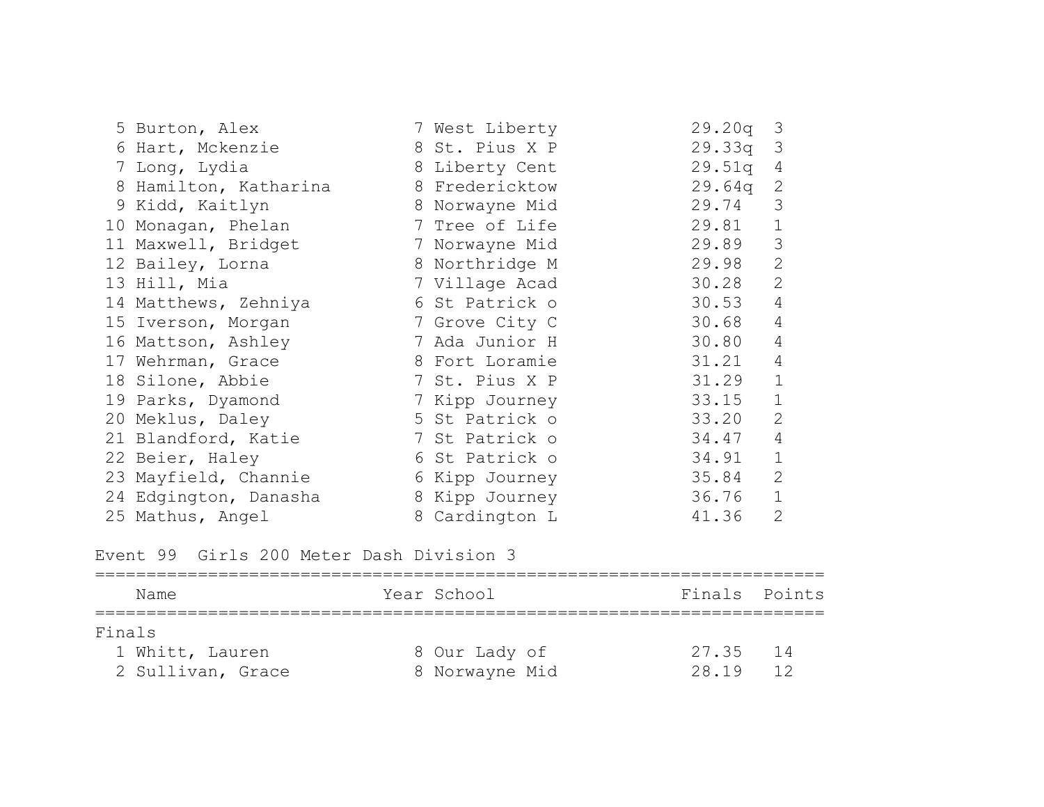| Place | Name | Year | School | Prelims | H# |
|---|---|---|---|---|---|
| 5 | Burton, Alex | 7 | West Liberty | 29.20q | 3 |
| 6 | Hart, Mckenzie | 8 | St. Pius X P | 29.33q | 3 |
| 7 | Long, Lydia | 8 | Liberty Cent | 29.51q | 4 |
| 8 | Hamilton, Katharina | 8 | Fredericktow | 29.64q | 2 |
| 9 | Kidd, Kaitlyn | 8 | Norwayne Mid | 29.74 | 3 |
| 10 | Monagan, Phelan | 7 | Tree of Life | 29.81 | 1 |
| 11 | Maxwell, Bridget | 7 | Norwayne Mid | 29.89 | 3 |
| 12 | Bailey, Lorna | 8 | Northridge M | 29.98 | 2 |
| 13 | Hill, Mia | 7 | Village Acad | 30.28 | 2 |
| 14 | Matthews, Zehniya | 6 | St Patrick o | 30.53 | 4 |
| 15 | Iverson, Morgan | 7 | Grove City C | 30.68 | 4 |
| 16 | Mattson, Ashley | 7 | Ada Junior H | 30.80 | 4 |
| 17 | Wehrman, Grace | 8 | Fort Loramie | 31.21 | 4 |
| 18 | Silone, Abbie | 7 | St. Pius X P | 31.29 | 1 |
| 19 | Parks, Dyamond | 7 | Kipp Journey | 33.15 | 1 |
| 20 | Meklus, Daley | 5 | St Patrick o | 33.20 | 2 |
| 21 | Blandford, Katie | 7 | St Patrick o | 34.47 | 4 |
| 22 | Beier, Haley | 6 | St Patrick o | 34.91 | 1 |
| 23 | Mayfield, Channie | 6 | Kipp Journey | 35.84 | 2 |
| 24 | Edgington, Danasha | 8 | Kipp Journey | 36.76 | 1 |
| 25 | Mathus, Angel | 8 | Cardington L | 41.36 | 2 |

## Event 99 Girls 200 Meter Dash Division 3

| | Name | Year | School | Finals | Points |
|---|---|---|---|---|---|
| **Finals** | | | | | |
| 1 | Whitt, Lauren | 8 | Our Lady of | 27.35 | 14 |
| 2 | Sullivan, Grace | 8 | Norwayne Mid | 28.19 | 12 |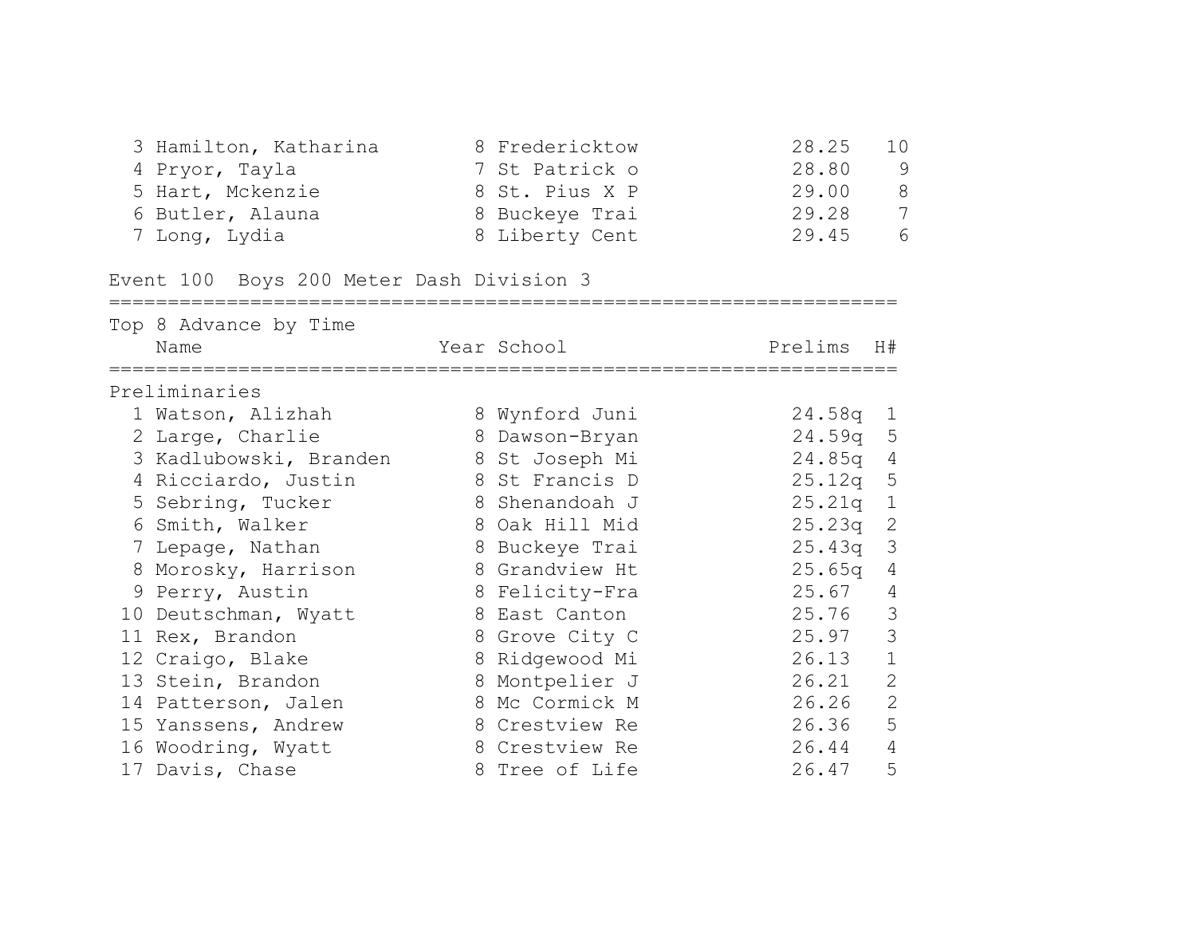| Place | Name | Year | School | Time | Points |
|---|---|---|---|---|---|
| 3 | Hamilton, Katharina | 8 | Fredericktow | 28.25 | 10 |
| 4 | Pryor, Tayla | 7 | St Patrick o | 28.80 | 9 |
| 5 | Hart, Mckenzie | 8 | St. Pius X P | 29.00 | 8 |
| 6 | Butler, Alauna | 8 | Buckeye Trai | 29.28 | 7 |
| 7 | Long, Lydia | 8 | Liberty Cent | 29.45 | 6 |

## Event 100 Boys 200 Meter Dash Division 3

Top 8 Advance by Time

**Preliminaries**

| Place | Name | Year | School | Prelims | H# |
|---|---|---|---|---|---|
| 1 | Watson, Alizhah | 8 | Wynford Juni | 24.58q | 1 |
| 2 | Large, Charlie | 8 | Dawson-Bryan | 24.59q | 5 |
| 3 | Kadlubowski, Branden | 8 | St Joseph Mi | 24.85q | 4 |
| 4 | Ricciardo, Justin | 8 | St Francis D | 25.12q | 5 |
| 5 | Sebring, Tucker | 8 | Shenandoah J | 25.21q | 1 |
| 6 | Smith, Walker | 8 | Oak Hill Mid | 25.23q | 2 |
| 7 | Lepage, Nathan | 8 | Buckeye Trai | 25.43q | 3 |
| 8 | Morosky, Harrison | 8 | Grandview Ht | 25.65q | 4 |
| 9 | Perry, Austin | 8 | Felicity-Fra | 25.67 | 4 |
| 10 | Deutschman, Wyatt | 8 | East Canton | 25.76 | 3 |
| 11 | Rex, Brandon | 8 | Grove City C | 25.97 | 3 |
| 12 | Craigo, Blake | 8 | Ridgewood Mi | 26.13 | 1 |
| 13 | Stein, Brandon | 8 | Montpelier J | 26.21 | 2 |
| 14 | Patterson, Jalen | 8 | Mc Cormick M | 26.26 | 2 |
| 15 | Yanssens, Andrew | 8 | Crestview Re | 26.36 | 5 |
| 16 | Woodring, Wyatt | 8 | Crestview Re | 26.44 | 4 |
| 17 | Davis, Chase | 8 | Tree of Life | 26.47 | 5 |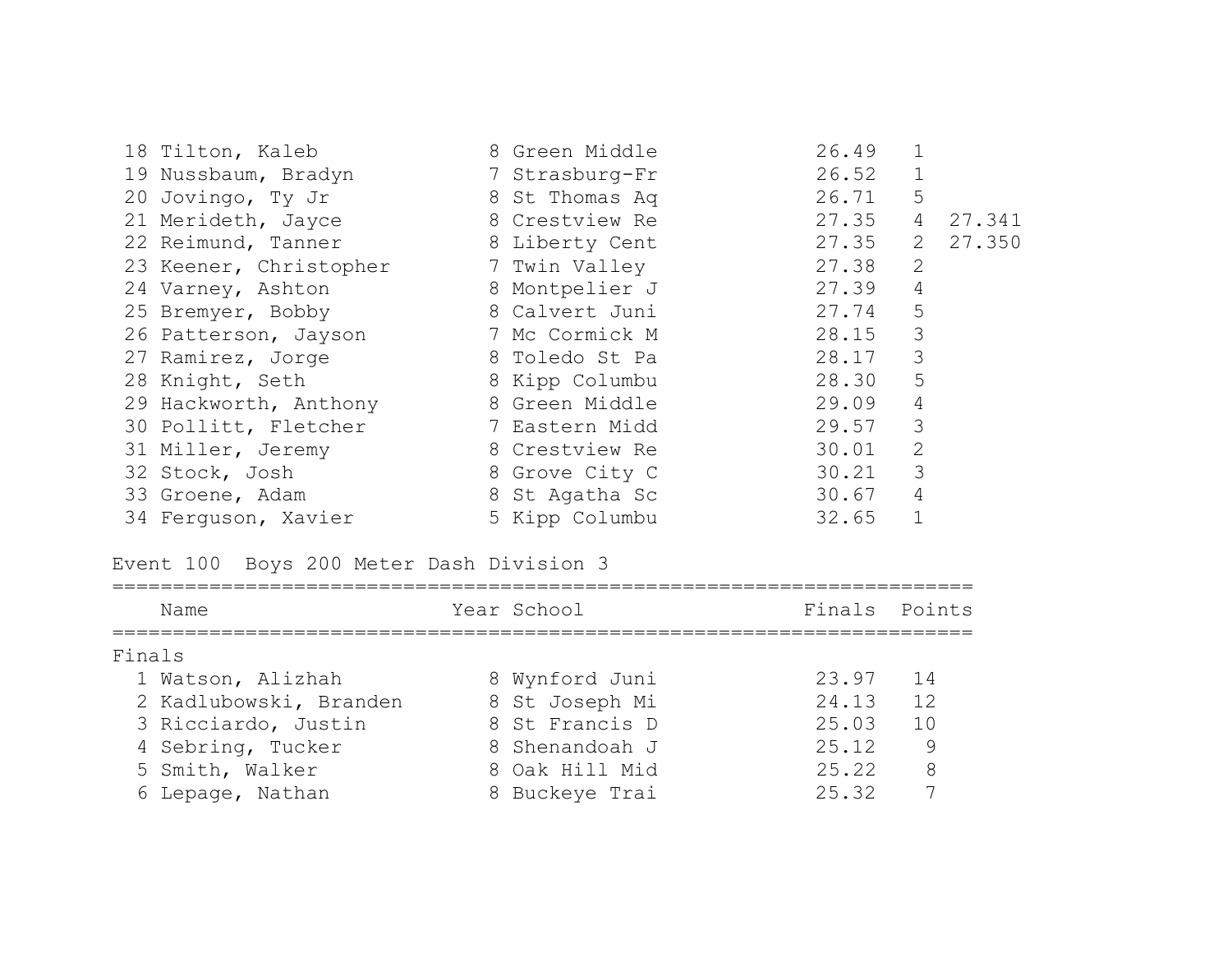| Place | Name | Year | School | Finals | Heat | |
|---|---|---|---|---|---|---|
| 18 | Tilton, Kaleb | 8 | Green Middle | 26.49 | 1 | |
| 19 | Nussbaum, Bradyn | 7 | Strasburg-Fr | 26.52 | 1 | |
| 20 | Jovingo, Ty Jr | 8 | St Thomas Aq | 26.71 | 5 | |
| 21 | Merideth, Jayce | 8 | Crestview Re | 27.35 | 4 | 27.341 |
| 22 | Reimund, Tanner | 8 | Liberty Cent | 27.35 | 2 | 27.350 |
| 23 | Keener, Christopher | 7 | Twin Valley | 27.38 | 2 | |
| 24 | Varney, Ashton | 8 | Montpelier J | 27.39 | 4 | |
| 25 | Bremyer, Bobby | 8 | Calvert Juni | 27.74 | 5 | |
| 26 | Patterson, Jayson | 7 | Mc Cormick M | 28.15 | 3 | |
| 27 | Ramirez, Jorge | 8 | Toledo St Pa | 28.17 | 3 | |
| 28 | Knight, Seth | 8 | Kipp Columbu | 28.30 | 5 | |
| 29 | Hackworth, Anthony | 8 | Green Middle | 29.09 | 4 | |
| 30 | Pollitt, Fletcher | 7 | Eastern Midd | 29.57 | 3 | |
| 31 | Miller, Jeremy | 8 | Crestview Re | 30.01 | 2 | |
| 32 | Stock, Josh | 8 | Grove City C | 30.21 | 3 | |
| 33 | Groene, Adam | 8 | St Agatha Sc | 30.67 | 4 | |
| 34 | Ferguson, Xavier | 5 | Kipp Columbu | 32.65 | 1 | |

Event 100 Boys 200 Meter Dash Division 3

Finals

| Place | Name | Year | School | Finals | Points |
|---|---|---|---|---|---|
| 1 | Watson, Alizhah | 8 | Wynford Juni | 23.97 | 14 |
| 2 | Kadlubowski, Branden | 8 | St Joseph Mi | 24.13 | 12 |
| 3 | Ricciardo, Justin | 8 | St Francis D | 25.03 | 10 |
| 4 | Sebring, Tucker | 8 | Shenandoah J | 25.12 | 9 |
| 5 | Smith, Walker | 8 | Oak Hill Mid | 25.22 | 8 |
| 6 | Lepage, Nathan | 8 | Buckeye Trai | 25.32 | 7 |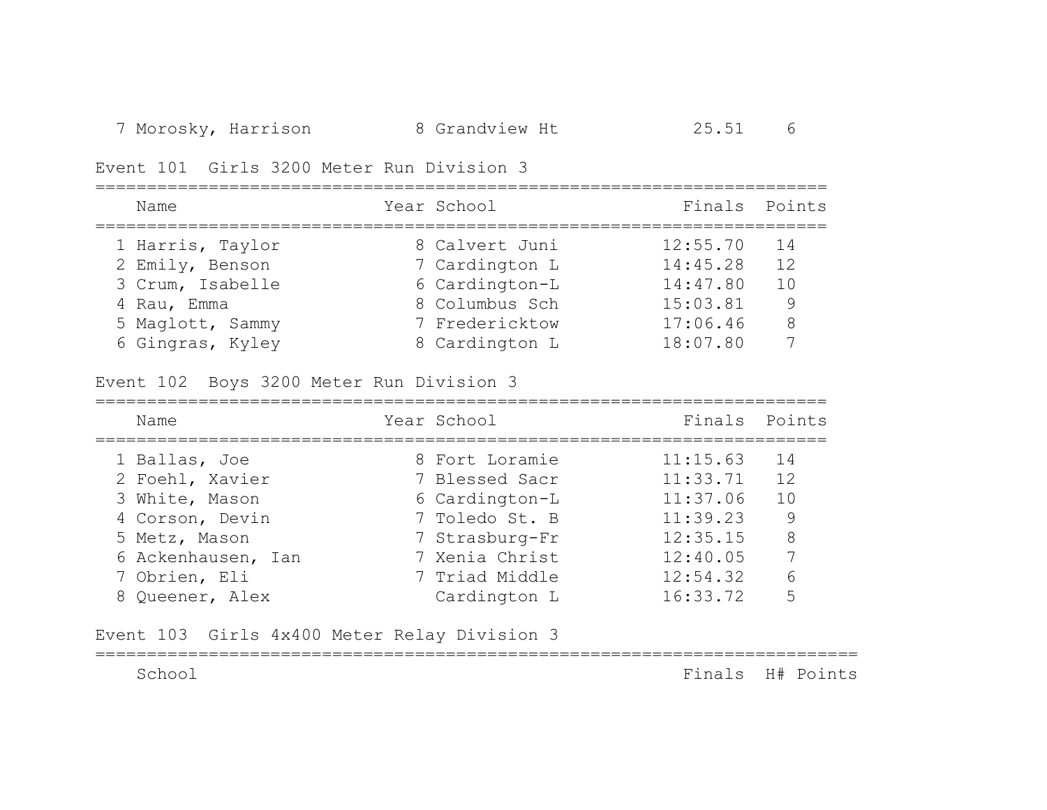| | Name | Year | School | Finals | Points |
|---|---|---|---|---|---|
| 7 | Morosky, Harrison | 8 | Grandview Ht | 25.51 | 6 |

## Event 101 Girls 3200 Meter Run Division 3

| | Name | Year | School | Finals | Points |
|---|---|---|---|---|---|
| 1 | Harris, Taylor | 8 | Calvert Juni | 12:55.70 | 14 |
| 2 | Emily, Benson | 7 | Cardington L | 14:45.28 | 12 |
| 3 | Crum, Isabelle | 6 | Cardington-L | 14:47.80 | 10 |
| 4 | Rau, Emma | 8 | Columbus Sch | 15:03.81 | 9 |
| 5 | Maglott, Sammy | 7 | Fredericktow | 17:06.46 | 8 |
| 6 | Gingras, Kyley | 8 | Cardington L | 18:07.80 | 7 |

## Event 102 Boys 3200 Meter Run Division 3

| | Name | Year | School | Finals | Points |
|---|---|---|---|---|---|
| 1 | Ballas, Joe | 8 | Fort Loramie | 11:15.63 | 14 |
| 2 | Foehl, Xavier | 7 | Blessed Sacr | 11:33.71 | 12 |
| 3 | White, Mason | 6 | Cardington-L | 11:37.06 | 10 |
| 4 | Corson, Devin | 7 | Toledo St. B | 11:39.23 | 9 |
| 5 | Metz, Mason | 7 | Strasburg-Fr | 12:35.15 | 8 |
| 6 | Ackenhausen, Ian | 7 | Xenia Christ | 12:40.05 | 7 |
| 7 | Obrien, Eli | 7 | Triad Middle | 12:54.32 | 6 |
| 8 | Queener, Alex | | Cardington L | 16:33.72 | 5 |

## Event 103 Girls 4x400 Meter Relay Division 3

| School | Finals | H# | Points |
|---|---|---|---|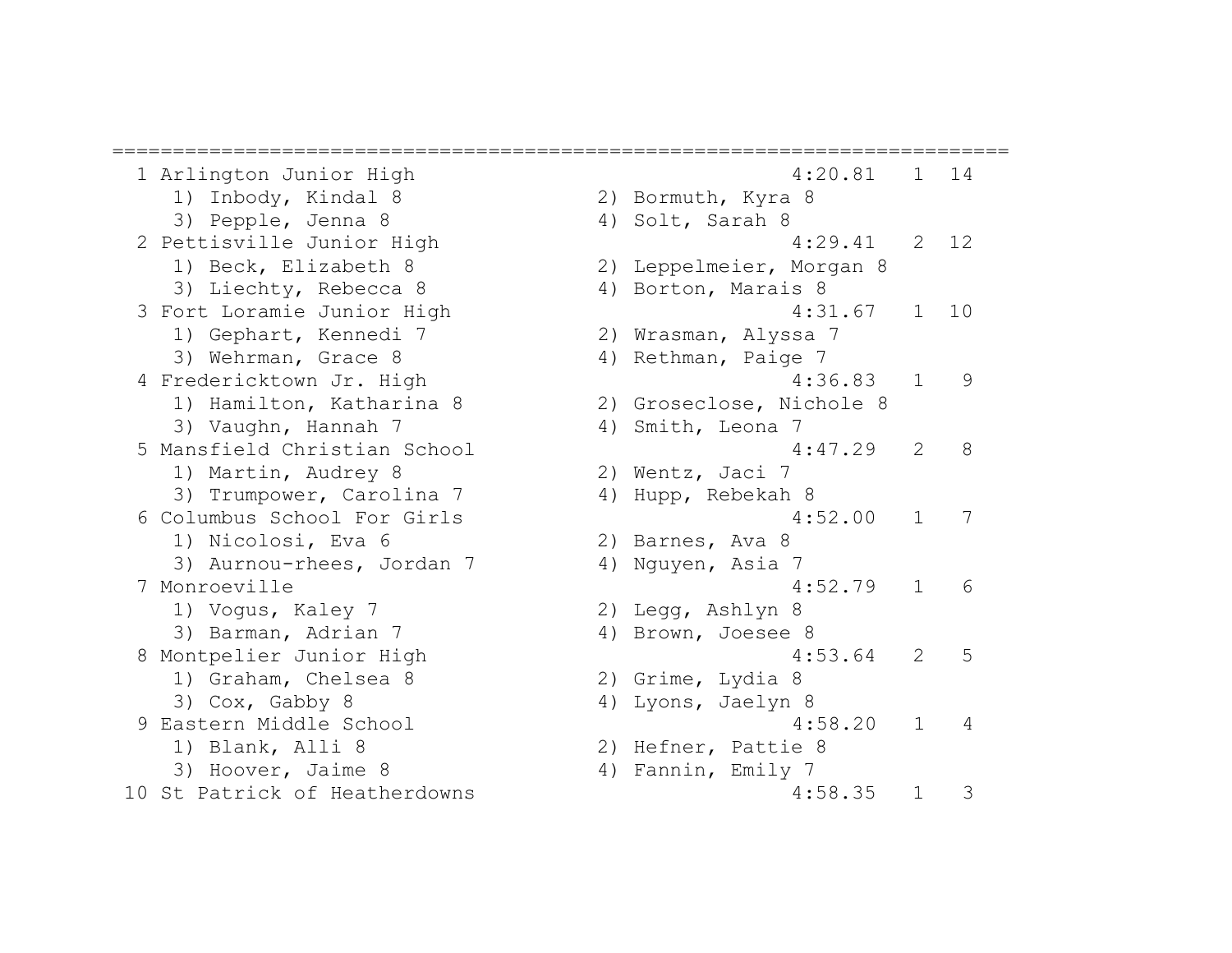```
=================================================================================
  1 Arlington Junior High                                4:20.81   1  14
     1) Inbody, Kindal 8                  2) Bormuth, Kyra 8
     3) Pepple, Jenna 8                   4) Solt, Sarah 8
  2 Pettisville Junior High                              4:29.41   2  12
     1) Beck, Elizabeth 8                 2) Leppelmeier, Morgan 8
     3) Liechty, Rebecca 8                4) Borton, Marais 8
  3 Fort Loramie Junior High                             4:31.67   1  10
     1) Gephart, Kennedi 7                2) Wrasman, Alyssa 7
     3) Wehrman, Grace 8                  4) Rethman, Paige 7
  4 Fredericktown Jr. High                               4:36.83   1   9
     1) Hamilton, Katharina 8             2) Groseclose, Nichole 8
     3) Vaughn, Hannah 7                  4) Smith, Leona 7
  5 Mansfield Christian School                           4:47.29   2   8
     1) Martin, Audrey 8                  2) Wentz, Jaci 7
     3) Trumpower, Carolina 7             4) Hupp, Rebekah 8
  6 Columbus School For Girls                            4:52.00   1   7
     1) Nicolosi, Eva 6                   2) Barnes, Ava 8
     3) Aurnou-rhees, Jordan 7            4) Nguyen, Asia 7
  7 Monroeville                                          4:52.79   1   6
     1) Vogus, Kaley 7                    2) Legg, Ashlyn 8
     3) Barman, Adrian 7                  4) Brown, Joesee 8
  8 Montpelier Junior High                               4:53.64   2   5
     1) Graham, Chelsea 8                 2) Grime, Lydia 8
     3) Cox, Gabby 8                      4) Lyons, Jaelyn 8
  9 Eastern Middle School                                4:58.20   1   4
     1) Blank, Alli 8                     2) Hefner, Pattie 8
     3) Hoover, Jaime 8                   4) Fannin, Emily 7
 10 St Patrick of Heatherdowns                           4:58.35   1   3
```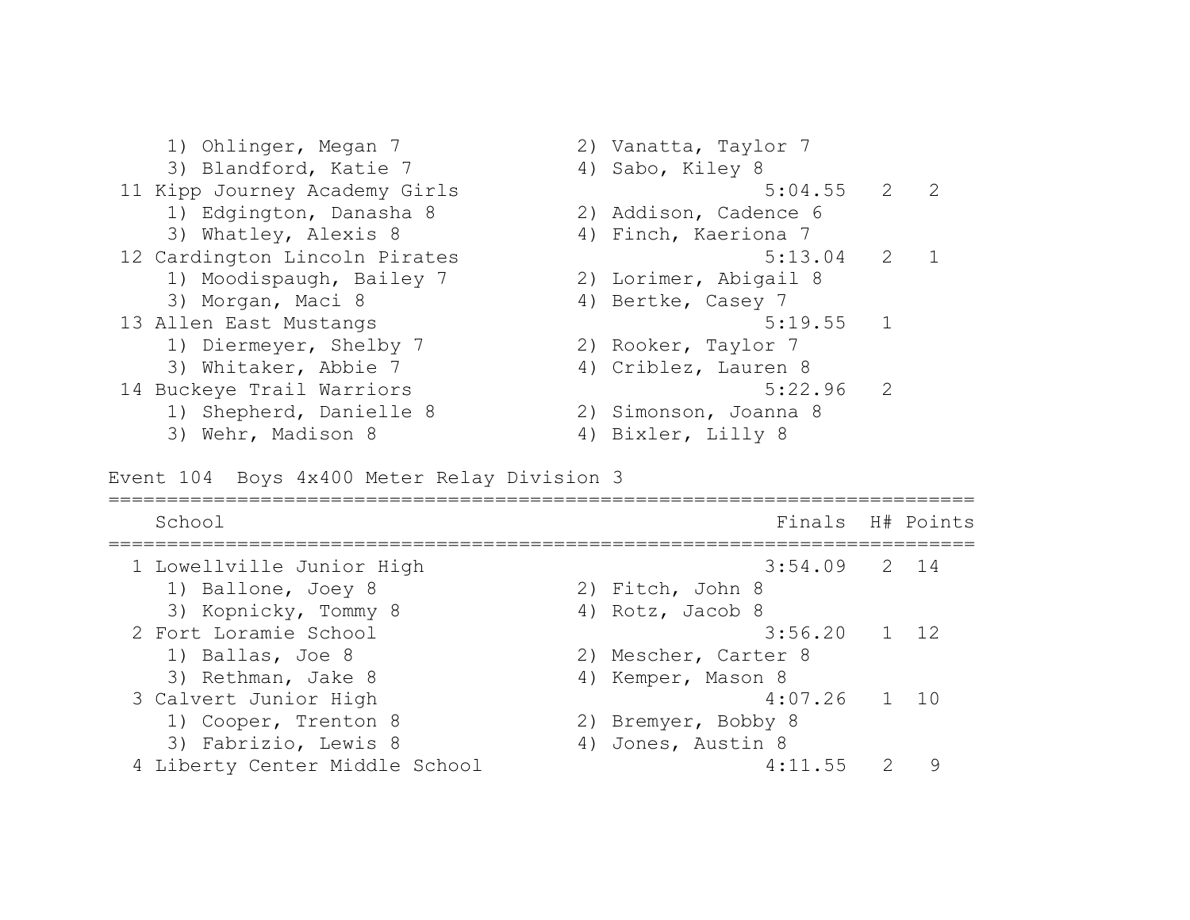```
    1) Ohlinger, Megan 7             2) Vanatta, Taylor 7
    3) Blandford, Katie 7            4) Sabo, Kiley 8
 11 Kipp Journey Academy Girls                        5:04.55   2   2
    1) Edgington, Danasha 8          2) Addison, Cadence 6
    3) Whatley, Alexis 8             4) Finch, Kaeriona 7
 12 Cardington Lincoln Pirates                        5:13.04   2   1
    1) Moodispaugh, Bailey 7         2) Lorimer, Abigail 8
    3) Morgan, Maci 8                4) Bertke, Casey 7
 13 Allen East Mustangs                               5:19.55   1
    1) Diermeyer, Shelby 7           2) Rooker, Taylor 7
    3) Whitaker, Abbie 7             4) Criblez, Lauren 8
 14 Buckeye Trail Warriors                            5:22.96   2
    1) Shepherd, Danielle 8          2) Simonson, Joanna 8
    3) Wehr, Madison 8               4) Bixler, Lilly 8
```

Event 104  Boys 4x400 Meter Relay Division 3

```
===============================================================================
    School                                            Finals  H# Points
===============================================================================
  1 Lowellville Junior High                           3:54.09   2  14
    1) Ballone, Joey 8               2) Fitch, John 8
    3) Kopnicky, Tommy 8             4) Rotz, Jacob 8
  2 Fort Loramie School                               3:56.20   1  12
    1) Ballas, Joe 8                 2) Mescher, Carter 8
    3) Rethman, Jake 8               4) Kemper, Mason 8
  3 Calvert Junior High                               4:07.26   1  10
    1) Cooper, Trenton 8             2) Bremyer, Bobby 8
    3) Fabrizio, Lewis 8             4) Jones, Austin 8
  4 Liberty Center Middle School                      4:11.55   2   9
```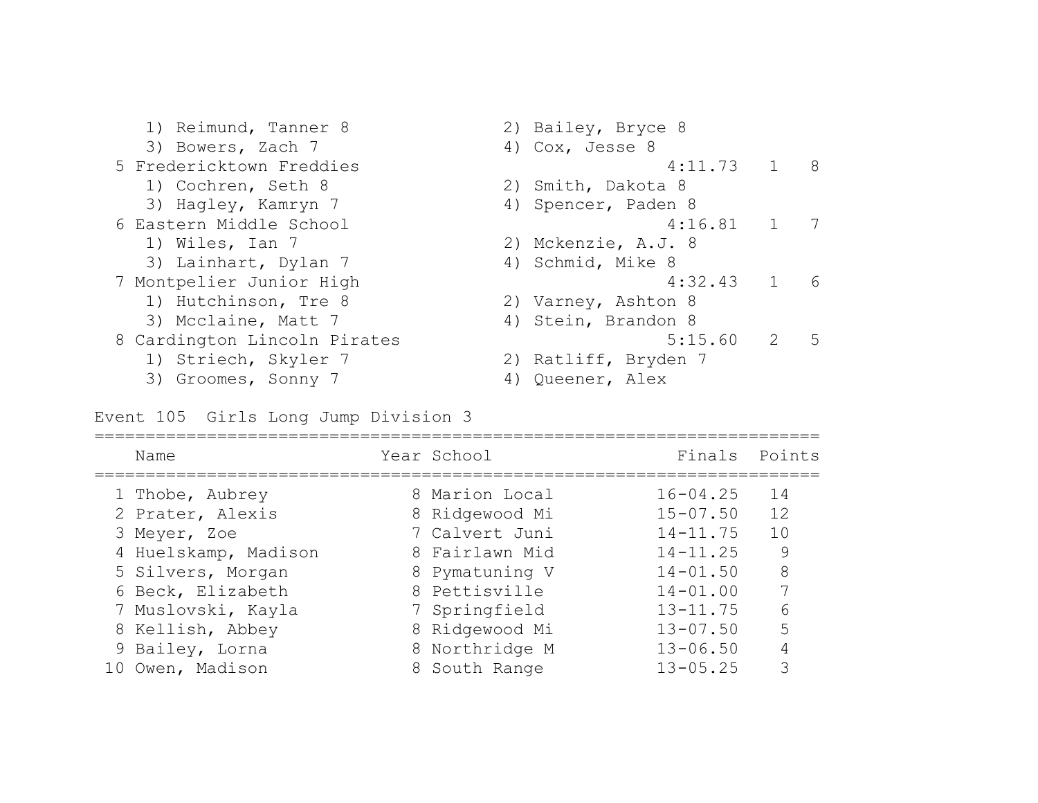| | | | |
|---|---|---|---|
| 1) Reimund, Tanner 8 | 2) Bailey, Bryce 8 | | |
| 3) Bowers, Zach 7 | 4) Cox, Jesse 8 | | |
| 5 Fredericktown Freddies | 4:11.73 | 1 | 8 |
| 1) Cochren, Seth 8 | 2) Smith, Dakota 8 | | |
| 3) Hagley, Kamryn 7 | 4) Spencer, Paden 8 | | |
| 6 Eastern Middle School | 4:16.81 | 1 | 7 |
| 1) Wiles, Ian 7 | 2) Mckenzie, A.J. 8 | | |
| 3) Lainhart, Dylan 7 | 4) Schmid, Mike 8 | | |
| 7 Montpelier Junior High | 4:32.43 | 1 | 6 |
| 1) Hutchinson, Tre 8 | 2) Varney, Ashton 8 | | |
| 3) Mcclaine, Matt 7 | 4) Stein, Brandon 8 | | |
| 8 Cardington Lincoln Pirates | 5:15.60 | 2 | 5 |
| 1) Striech, Skyler 7 | 2) Ratliff, Bryden 7 | | |
| 3) Groomes, Sonny 7 | 4) Queener, Alex | | |

## Event 105 Girls Long Jump Division 3

| | Name | Year | School | Finals | Points |
|---|---|---|---|---|---|
| 1 | Thobe, Aubrey | 8 | Marion Local | 16-04.25 | 14 |
| 2 | Prater, Alexis | 8 | Ridgewood Mi | 15-07.50 | 12 |
| 3 | Meyer, Zoe | 7 | Calvert Juni | 14-11.75 | 10 |
| 4 | Huelskamp, Madison | 8 | Fairlawn Mid | 14-11.25 | 9 |
| 5 | Silvers, Morgan | 8 | Pymatuning V | 14-01.50 | 8 |
| 6 | Beck, Elizabeth | 8 | Pettisville | 14-01.00 | 7 |
| 7 | Muslovski, Kayla | 7 | Springfield | 13-11.75 | 6 |
| 8 | Kellish, Abbey | 8 | Ridgewood Mi | 13-07.50 | 5 |
| 9 | Bailey, Lorna | 8 | Northridge M | 13-06.50 | 4 |
| 10 | Owen, Madison | 8 | South Range | 13-05.25 | 3 |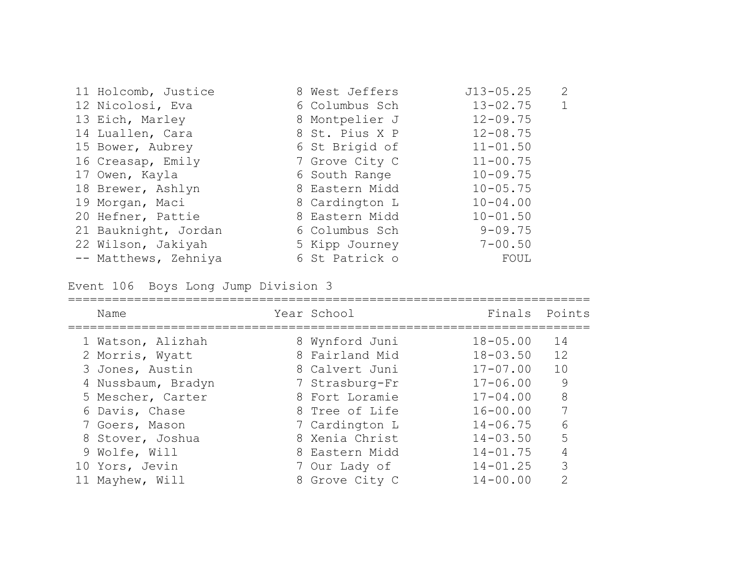| Place | Name | Year | School | Finals | Points |
|---|---|---|---|---|---|
| 11 | Holcomb, Justice | 8 | West Jeffers | J13-05.25 | 2 |
| 12 | Nicolosi, Eva | 6 | Columbus Sch | 13-02.75 | 1 |
| 13 | Eich, Marley | 8 | Montpelier J | 12-09.75 | |
| 14 | Luallen, Cara | 8 | St. Pius X P | 12-08.75 | |
| 15 | Bower, Aubrey | 6 | St Brigid of | 11-01.50 | |
| 16 | Creasap, Emily | 7 | Grove City C | 11-00.75 | |
| 17 | Owen, Kayla | 6 | South Range | 10-09.75 | |
| 18 | Brewer, Ashlyn | 8 | Eastern Midd | 10-05.75 | |
| 19 | Morgan, Maci | 8 | Cardington L | 10-04.00 | |
| 20 | Hefner, Pattie | 8 | Eastern Midd | 10-01.50 | |
| 21 | Bauknight, Jordan | 6 | Columbus Sch | 9-09.75 | |
| 22 | Wilson, Jakiyah | 5 | Kipp Journey | 7-00.50 | |
| -- | Matthews, Zehniya | 6 | St Patrick o | FOUL | |

Event 106 Boys Long Jump Division 3

| Place | Name | Year | School | Finals | Points |
|---|---|---|---|---|---|
| 1 | Watson, Alizhah | 8 | Wynford Juni | 18-05.00 | 14 |
| 2 | Morris, Wyatt | 8 | Fairland Mid | 18-03.50 | 12 |
| 3 | Jones, Austin | 8 | Calvert Juni | 17-07.00 | 10 |
| 4 | Nussbaum, Bradyn | 7 | Strasburg-Fr | 17-06.00 | 9 |
| 5 | Mescher, Carter | 8 | Fort Loramie | 17-04.00 | 8 |
| 6 | Davis, Chase | 8 | Tree of Life | 16-00.00 | 7 |
| 7 | Goers, Mason | 7 | Cardington L | 14-06.75 | 6 |
| 8 | Stover, Joshua | 8 | Xenia Christ | 14-03.50 | 5 |
| 9 | Wolfe, Will | 8 | Eastern Midd | 14-01.75 | 4 |
| 10 | Yors, Jevin | 7 | Our Lady of | 14-01.25 | 3 |
| 11 | Mayhew, Will | 8 | Grove City C | 14-00.00 | 2 |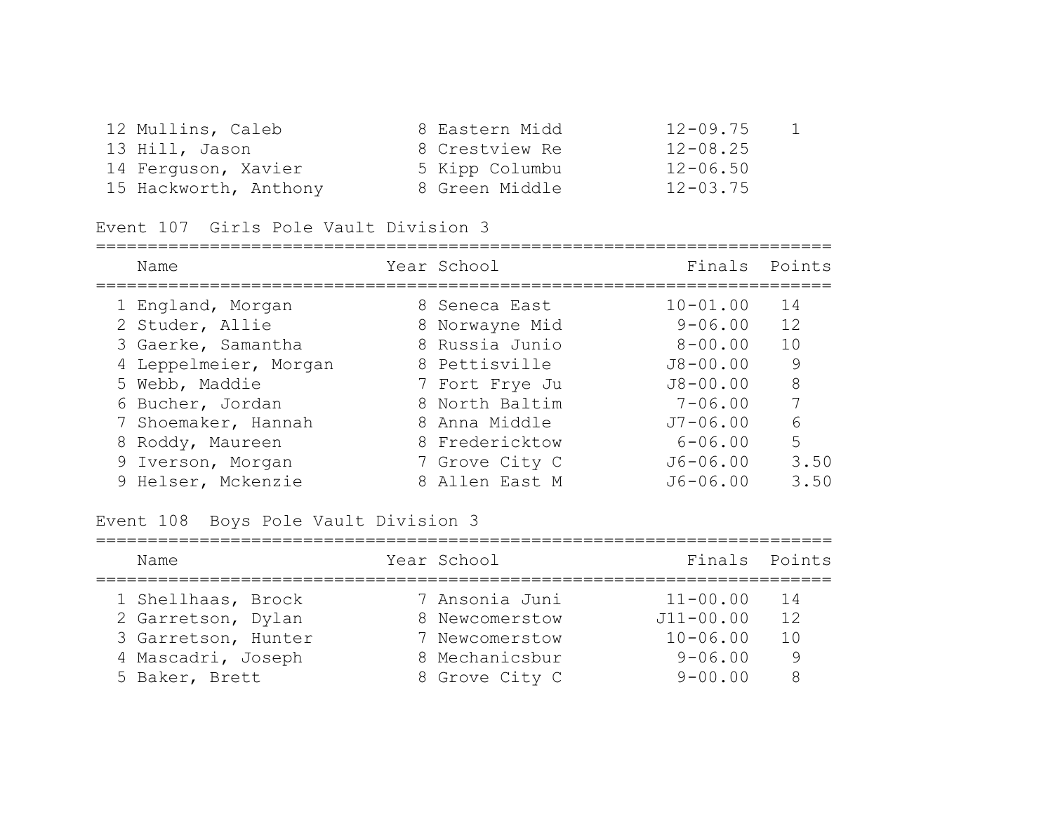| Place | Name | Year | School | Finals | Points |
|---|---|---|---|---|---|
| 12 | Mullins, Caleb | 8 | Eastern Midd | 12-09.75 | 1 |
| 13 | Hill, Jason | 8 | Crestview Re | 12-08.25 | |
| 14 | Ferguson, Xavier | 5 | Kipp Columbu | 12-06.50 | |
| 15 | Hackworth, Anthony | 8 | Green Middle | 12-03.75 | |

Event 107 Girls Pole Vault Division 3

| Place | Name | Year | School | Finals | Points |
|---|---|---|---|---|---|
| 1 | England, Morgan | 8 | Seneca East | 10-01.00 | 14 |
| 2 | Studer, Allie | 8 | Norwayne Mid | 9-06.00 | 12 |
| 3 | Gaerke, Samantha | 8 | Russia Junio | 8-00.00 | 10 |
| 4 | Leppelmeier, Morgan | 8 | Pettisville | J8-00.00 | 9 |
| 5 | Webb, Maddie | 7 | Fort Frye Ju | J8-00.00 | 8 |
| 6 | Bucher, Jordan | 8 | North Baltim | 7-06.00 | 7 |
| 7 | Shoemaker, Hannah | 8 | Anna Middle | J7-06.00 | 6 |
| 8 | Roddy, Maureen | 8 | Fredericktow | 6-06.00 | 5 |
| 9 | Iverson, Morgan | 7 | Grove City C | J6-06.00 | 3.50 |
| 9 | Helser, Mckenzie | 8 | Allen East M | J6-06.00 | 3.50 |

Event 108 Boys Pole Vault Division 3

| Place | Name | Year | School | Finals | Points |
|---|---|---|---|---|---|
| 1 | Shellhaas, Brock | 7 | Ansonia Juni | 11-00.00 | 14 |
| 2 | Garretson, Dylan | 8 | Newcomerstow | J11-00.00 | 12 |
| 3 | Garretson, Hunter | 7 | Newcomerstow | 10-06.00 | 10 |
| 4 | Mascadri, Joseph | 8 | Mechanicsbur | 9-06.00 | 9 |
| 5 | Baker, Brett | 8 | Grove City C | 9-00.00 | 8 |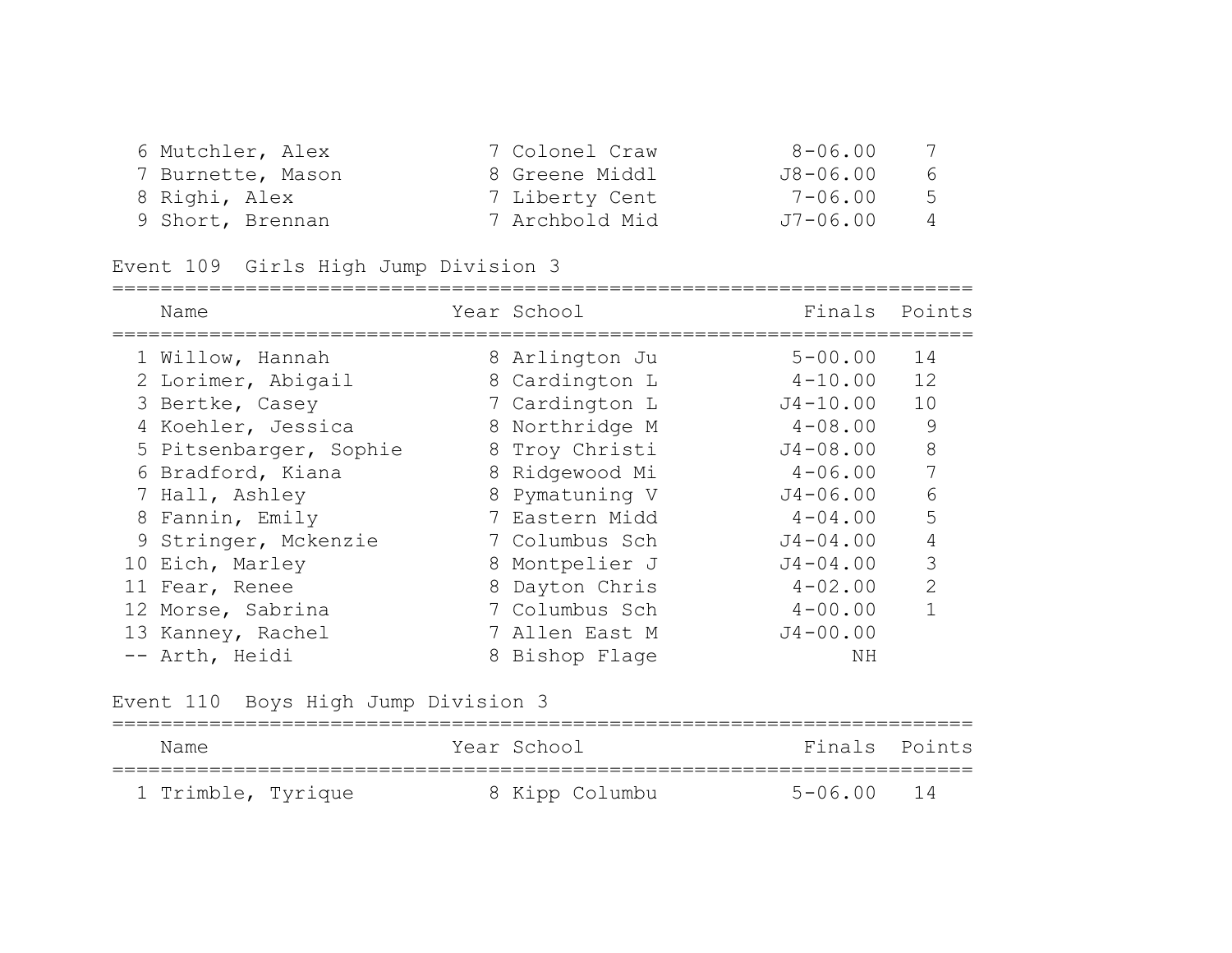| | Name | Year | School | Finals | Points |
|---|---|---|---|---|---|
| 6 | Mutchler, Alex | 7 | Colonel Craw | 8-06.00 | 7 |
| 7 | Burnette, Mason | 8 | Greene Middl | J8-06.00 | 6 |
| 8 | Righi, Alex | 7 | Liberty Cent | 7-06.00 | 5 |
| 9 | Short, Brennan | 7 | Archbold Mid | J7-06.00 | 4 |

## Event 109 Girls High Jump Division 3

| | Name | Year | School | Finals | Points |
|---|---|---|---|---|---|
| 1 | Willow, Hannah | 8 | Arlington Ju | 5-00.00 | 14 |
| 2 | Lorimer, Abigail | 8 | Cardington L | 4-10.00 | 12 |
| 3 | Bertke, Casey | 7 | Cardington L | J4-10.00 | 10 |
| 4 | Koehler, Jessica | 8 | Northridge M | 4-08.00 | 9 |
| 5 | Pitsenbarger, Sophie | 8 | Troy Christi | J4-08.00 | 8 |
| 6 | Bradford, Kiana | 8 | Ridgewood Mi | 4-06.00 | 7 |
| 7 | Hall, Ashley | 8 | Pymatuning V | J4-06.00 | 6 |
| 8 | Fannin, Emily | 7 | Eastern Midd | 4-04.00 | 5 |
| 9 | Stringer, Mckenzie | 7 | Columbus Sch | J4-04.00 | 4 |
| 10 | Eich, Marley | 8 | Montpelier J | J4-04.00 | 3 |
| 11 | Fear, Renee | 8 | Dayton Chris | 4-02.00 | 2 |
| 12 | Morse, Sabrina | 7 | Columbus Sch | 4-00.00 | 1 |
| 13 | Kanney, Rachel | 7 | Allen East M | J4-00.00 | |
| -- | Arth, Heidi | 8 | Bishop Flage | NH | |

## Event 110 Boys High Jump Division 3

| | Name | Year | School | Finals | Points |
|---|---|---|---|---|---|
| 1 | Trimble, Tyrique | 8 | Kipp Columbu | 5-06.00 | 14 |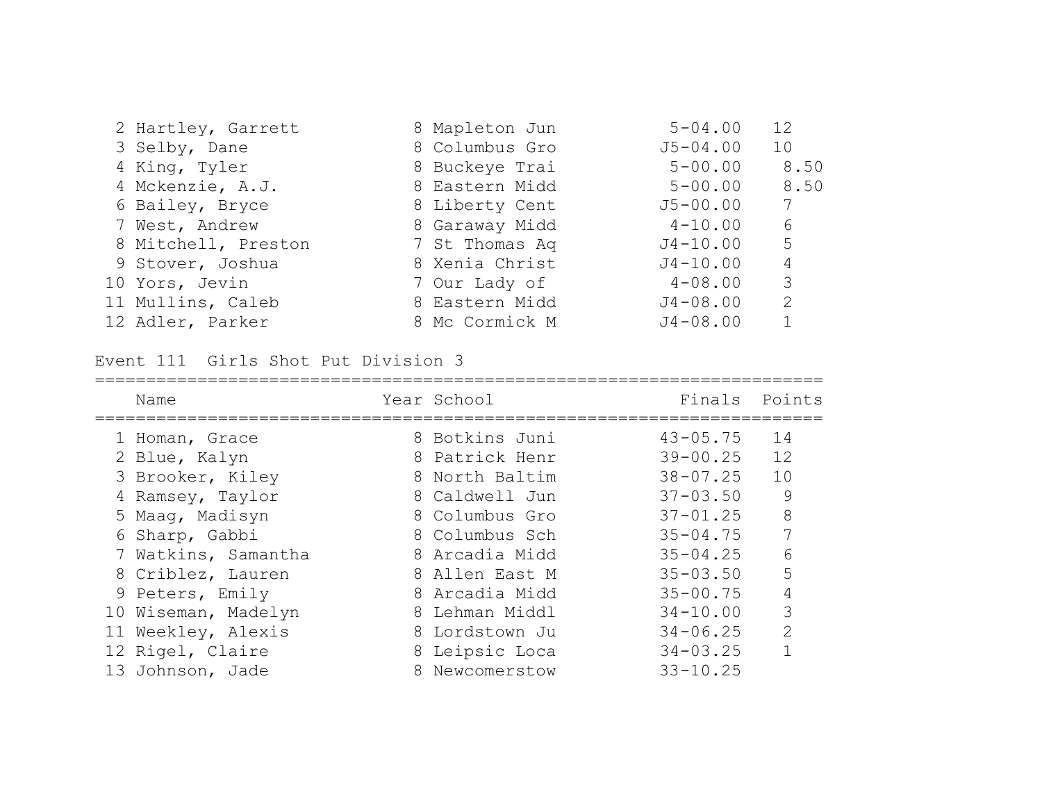| | Name | Year | School | Finals | Points |
|---|---|---|---|---|---|
| 2 | Hartley, Garrett | 8 | Mapleton Jun | 5-04.00 | 12 |
| 3 | Selby, Dane | 8 | Columbus Gro | J5-04.00 | 10 |
| 4 | King, Tyler | 8 | Buckeye Trai | 5-00.00 | 8.50 |
| 4 | Mckenzie, A.J. | 8 | Eastern Midd | 5-00.00 | 8.50 |
| 6 | Bailey, Bryce | 8 | Liberty Cent | J5-00.00 | 7 |
| 7 | West, Andrew | 8 | Garaway Midd | 4-10.00 | 6 |
| 8 | Mitchell, Preston | 7 | St Thomas Aq | J4-10.00 | 5 |
| 9 | Stover, Joshua | 8 | Xenia Christ | J4-10.00 | 4 |
| 10 | Yors, Jevin | 7 | Our Lady of | 4-08.00 | 3 |
| 11 | Mullins, Caleb | 8 | Eastern Midd | J4-08.00 | 2 |
| 12 | Adler, Parker | 8 | Mc Cormick M | J4-08.00 | 1 |

## Event 111 Girls Shot Put Division 3

| | Name | Year | School | Finals | Points |
|---|---|---|---|---|---|
| 1 | Homan, Grace | 8 | Botkins Juni | 43-05.75 | 14 |
| 2 | Blue, Kalyn | 8 | Patrick Henr | 39-00.25 | 12 |
| 3 | Brooker, Kiley | 8 | North Baltim | 38-07.25 | 10 |
| 4 | Ramsey, Taylor | 8 | Caldwell Jun | 37-03.50 | 9 |
| 5 | Maag, Madisyn | 8 | Columbus Gro | 37-01.25 | 8 |
| 6 | Sharp, Gabbi | 8 | Columbus Sch | 35-04.75 | 7 |
| 7 | Watkins, Samantha | 8 | Arcadia Midd | 35-04.25 | 6 |
| 8 | Criblez, Lauren | 8 | Allen East M | 35-03.50 | 5 |
| 9 | Peters, Emily | 8 | Arcadia Midd | 35-00.75 | 4 |
| 10 | Wiseman, Madelyn | 8 | Lehman Middl | 34-10.00 | 3 |
| 11 | Weekley, Alexis | 8 | Lordstown Ju | 34-06.25 | 2 |
| 12 | Rigel, Claire | 8 | Leipsic Loca | 34-03.25 | 1 |
| 13 | Johnson, Jade | 8 | Newcomerstow | 33-10.25 | |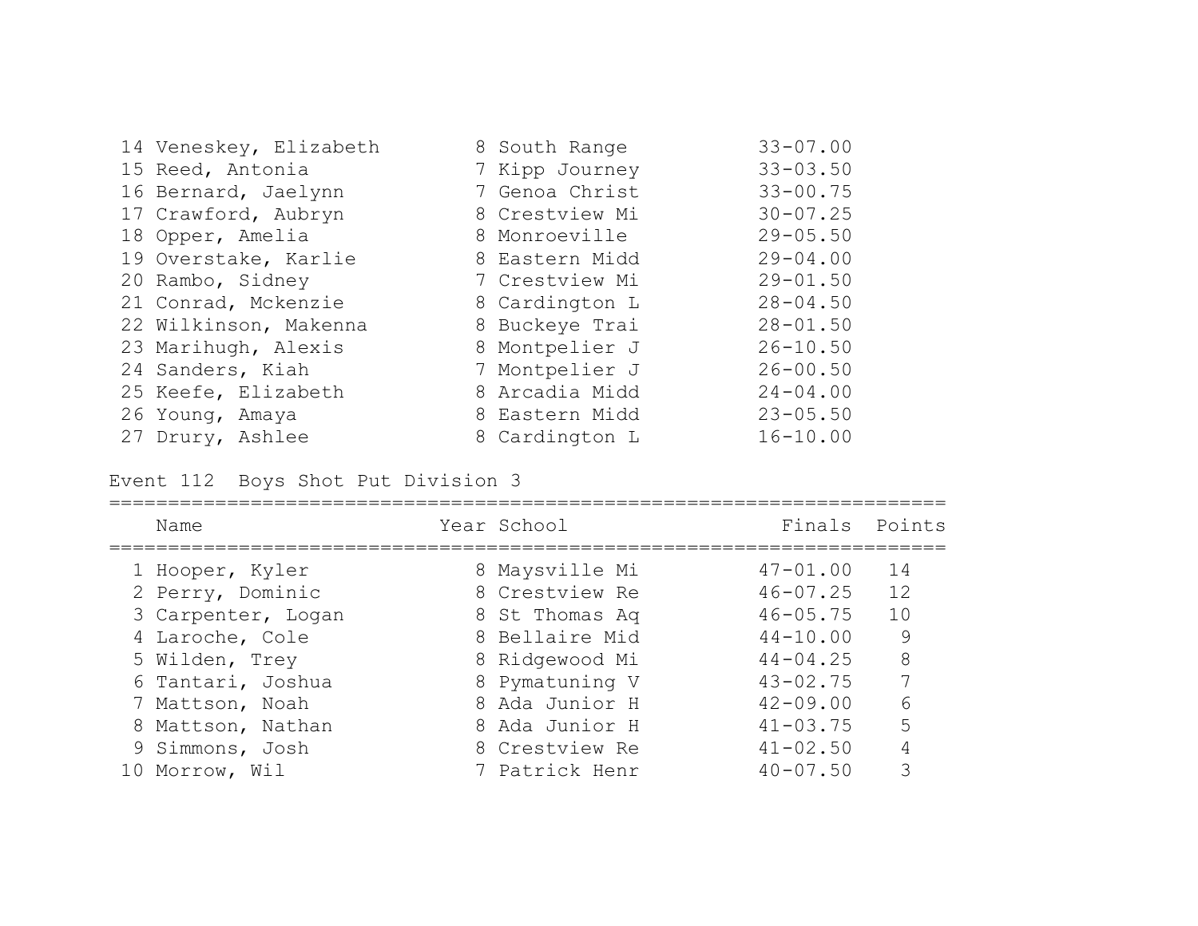| Place | Name | Year | School | Finals |
|---|---|---|---|---|
| 14 | Veneskey, Elizabeth | 8 | South Range | 33-07.00 |
| 15 | Reed, Antonia | 7 | Kipp Journey | 33-03.50 |
| 16 | Bernard, Jaelynn | 7 | Genoa Christ | 33-00.75 |
| 17 | Crawford, Aubryn | 8 | Crestview Mi | 30-07.25 |
| 18 | Opper, Amelia | 8 | Monroeville | 29-05.50 |
| 19 | Overstake, Karlie | 8 | Eastern Midd | 29-04.00 |
| 20 | Rambo, Sidney | 7 | Crestview Mi | 29-01.50 |
| 21 | Conrad, Mckenzie | 8 | Cardington L | 28-04.50 |
| 22 | Wilkinson, Makenna | 8 | Buckeye Trai | 28-01.50 |
| 23 | Marihugh, Alexis | 8 | Montpelier J | 26-10.50 |
| 24 | Sanders, Kiah | 7 | Montpelier J | 26-00.50 |
| 25 | Keefe, Elizabeth | 8 | Arcadia Midd | 24-04.00 |
| 26 | Young, Amaya | 8 | Eastern Midd | 23-05.50 |
| 27 | Drury, Ashlee | 8 | Cardington L | 16-10.00 |

Event 112 Boys Shot Put Division 3

| | Name | Year | School | Finals | Points |
|---|---|---|---|---|---|
| 1 | Hooper, Kyler | 8 | Maysville Mi | 47-01.00 | 14 |
| 2 | Perry, Dominic | 8 | Crestview Re | 46-07.25 | 12 |
| 3 | Carpenter, Logan | 8 | St Thomas Aq | 46-05.75 | 10 |
| 4 | Laroche, Cole | 8 | Bellaire Mid | 44-10.00 | 9 |
| 5 | Wilden, Trey | 8 | Ridgewood Mi | 44-04.25 | 8 |
| 6 | Tantari, Joshua | 8 | Pymatuning V | 43-02.75 | 7 |
| 7 | Mattson, Noah | 8 | Ada Junior H | 42-09.00 | 6 |
| 8 | Mattson, Nathan | 8 | Ada Junior H | 41-03.75 | 5 |
| 9 | Simmons, Josh | 8 | Crestview Re | 41-02.50 | 4 |
| 10 | Morrow, Wil | 7 | Patrick Henr | 40-07.50 | 3 |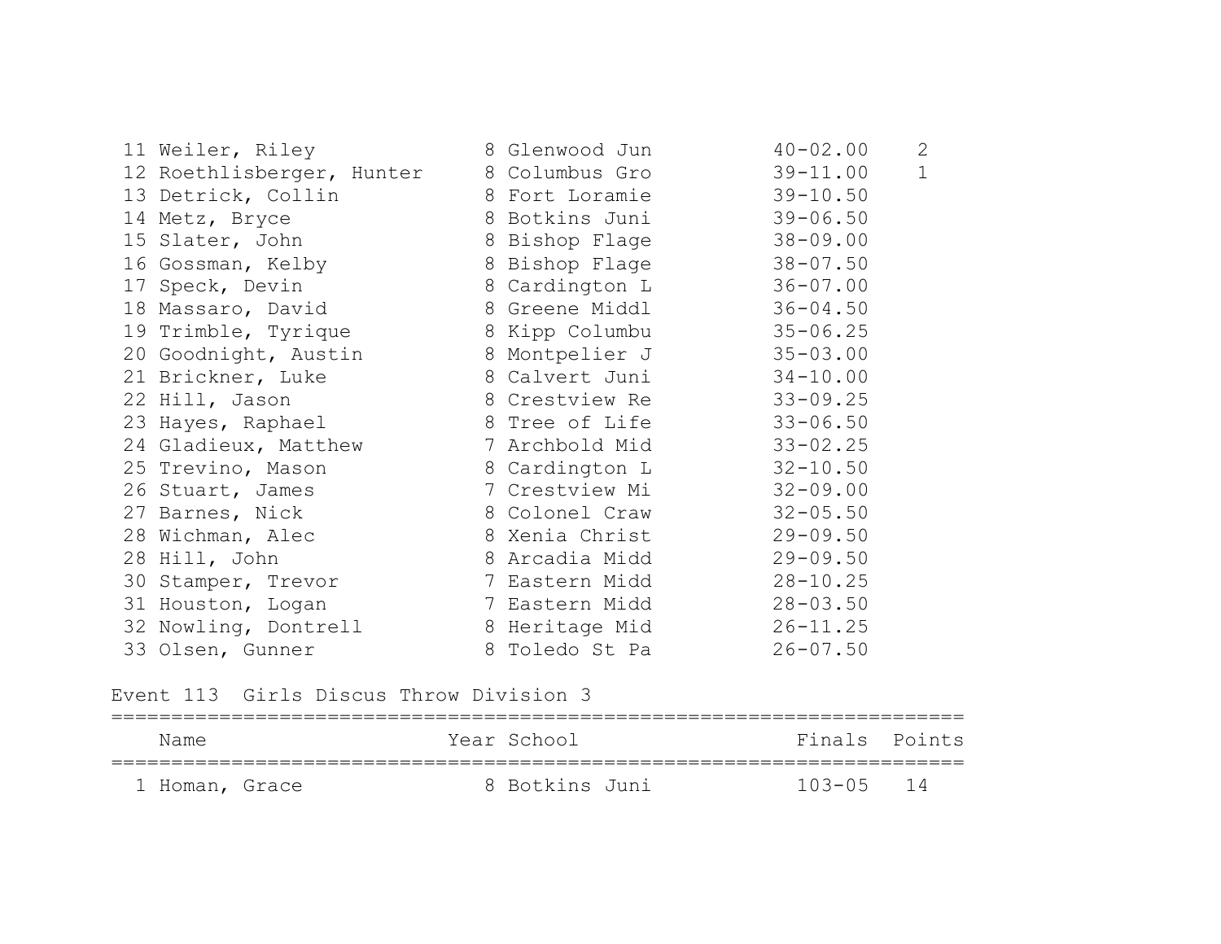| Place | Name | Year | School | Finals | Points |
|---|---|---|---|---|---|
| 11 | Weiler, Riley | 8 | Glenwood Jun | 40-02.00 | 2 |
| 12 | Roethlisberger, Hunter | 8 | Columbus Gro | 39-11.00 | 1 |
| 13 | Detrick, Collin | 8 | Fort Loramie | 39-10.50 | |
| 14 | Metz, Bryce | 8 | Botkins Juni | 39-06.50 | |
| 15 | Slater, John | 8 | Bishop Flage | 38-09.00 | |
| 16 | Gossman, Kelby | 8 | Bishop Flage | 38-07.50 | |
| 17 | Speck, Devin | 8 | Cardington L | 36-07.00 | |
| 18 | Massaro, David | 8 | Greene Middl | 36-04.50 | |
| 19 | Trimble, Tyrique | 8 | Kipp Columbu | 35-06.25 | |
| 20 | Goodnight, Austin | 8 | Montpelier J | 35-03.00 | |
| 21 | Brickner, Luke | 8 | Calvert Juni | 34-10.00 | |
| 22 | Hill, Jason | 8 | Crestview Re | 33-09.25 | |
| 23 | Hayes, Raphael | 8 | Tree of Life | 33-06.50 | |
| 24 | Gladieux, Matthew | 7 | Archbold Mid | 33-02.25 | |
| 25 | Trevino, Mason | 8 | Cardington L | 32-10.50 | |
| 26 | Stuart, James | 7 | Crestview Mi | 32-09.00 | |
| 27 | Barnes, Nick | 8 | Colonel Craw | 32-05.50 | |
| 28 | Wichman, Alec | 8 | Xenia Christ | 29-09.50 | |
| 28 | Hill, John | 8 | Arcadia Midd | 29-09.50 | |
| 30 | Stamper, Trevor | 7 | Eastern Midd | 28-10.25 | |
| 31 | Houston, Logan | 7 | Eastern Midd | 28-03.50 | |
| 32 | Nowling, Dontrell | 8 | Heritage Mid | 26-11.25 | |
| 33 | Olsen, Gunner | 8 | Toledo St Pa | 26-07.50 | |

Event 113 Girls Discus Throw Division 3

| Place | Name | Year | School | Finals | Points |
|---|---|---|---|---|---|
| 1 | Homan, Grace | 8 | Botkins Juni | 103-05 | 14 |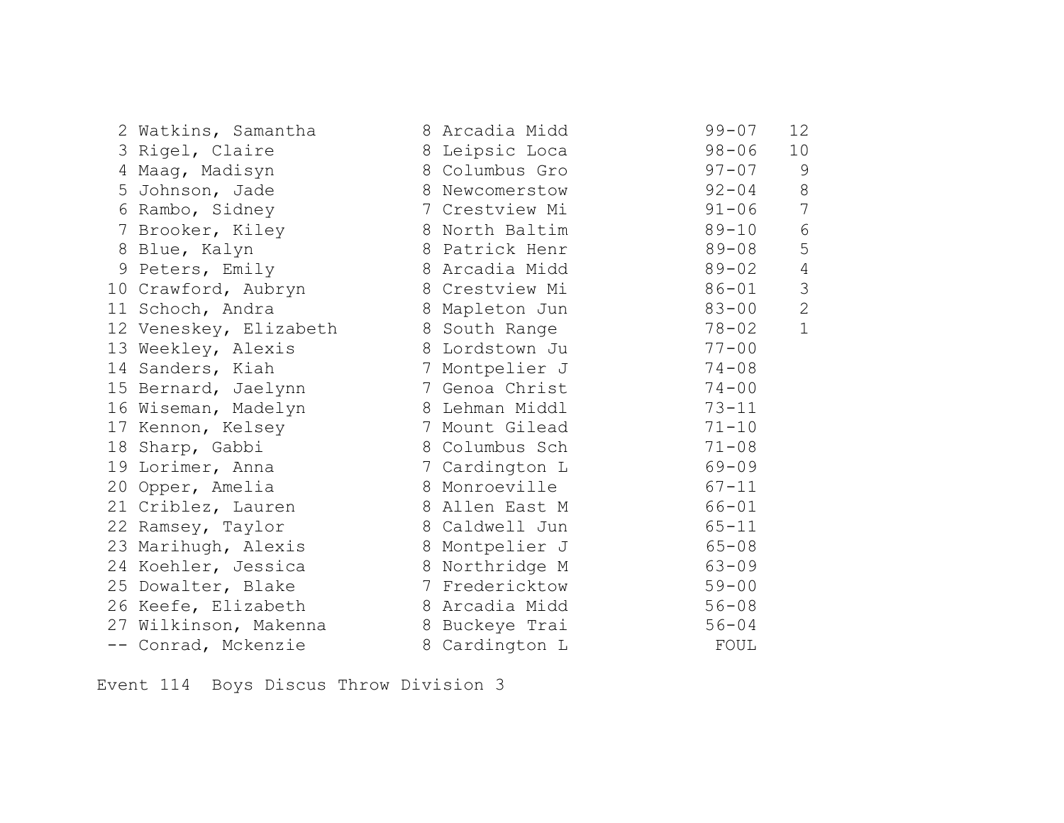| Place | Name | Yr | School | Mark | Points |
|---|---|---|---|---|---|
| 2 | Watkins, Samantha | 8 | Arcadia Midd | 99-07 | 12 |
| 3 | Rigel, Claire | 8 | Leipsic Loca | 98-06 | 10 |
| 4 | Maag, Madisyn | 8 | Columbus Gro | 97-07 | 9 |
| 5 | Johnson, Jade | 8 | Newcomerstow | 92-04 | 8 |
| 6 | Rambo, Sidney | 7 | Crestview Mi | 91-06 | 7 |
| 7 | Brooker, Kiley | 8 | North Baltim | 89-10 | 6 |
| 8 | Blue, Kalyn | 8 | Patrick Henr | 89-08 | 5 |
| 9 | Peters, Emily | 8 | Arcadia Midd | 89-02 | 4 |
| 10 | Crawford, Aubryn | 8 | Crestview Mi | 86-01 | 3 |
| 11 | Schoch, Andra | 8 | Mapleton Jun | 83-00 | 2 |
| 12 | Veneskey, Elizabeth | 8 | South Range | 78-02 | 1 |
| 13 | Weekley, Alexis | 8 | Lordstown Ju | 77-00 | |
| 14 | Sanders, Kiah | 7 | Montpelier J | 74-08 | |
| 15 | Bernard, Jaelynn | 7 | Genoa Christ | 74-00 | |
| 16 | Wiseman, Madelyn | 8 | Lehman Middl | 73-11 | |
| 17 | Kennon, Kelsey | 7 | Mount Gilead | 71-10 | |
| 18 | Sharp, Gabbi | 8 | Columbus Sch | 71-08 | |
| 19 | Lorimer, Anna | 7 | Cardington L | 69-09 | |
| 20 | Opper, Amelia | 8 | Monroeville | 67-11 | |
| 21 | Criblez, Lauren | 8 | Allen East M | 66-01 | |
| 22 | Ramsey, Taylor | 8 | Caldwell Jun | 65-11 | |
| 23 | Marihugh, Alexis | 8 | Montpelier J | 65-08 | |
| 24 | Koehler, Jessica | 8 | Northridge M | 63-09 | |
| 25 | Dowalter, Blake | 7 | Fredericktow | 59-00 | |
| 26 | Keefe, Elizabeth | 8 | Arcadia Midd | 56-08 | |
| 27 | Wilkinson, Makenna | 8 | Buckeye Trai | 56-04 | |
| -- | Conrad, Mckenzie | 8 | Cardington L | FOUL | |

Event 114 Boys Discus Throw Division 3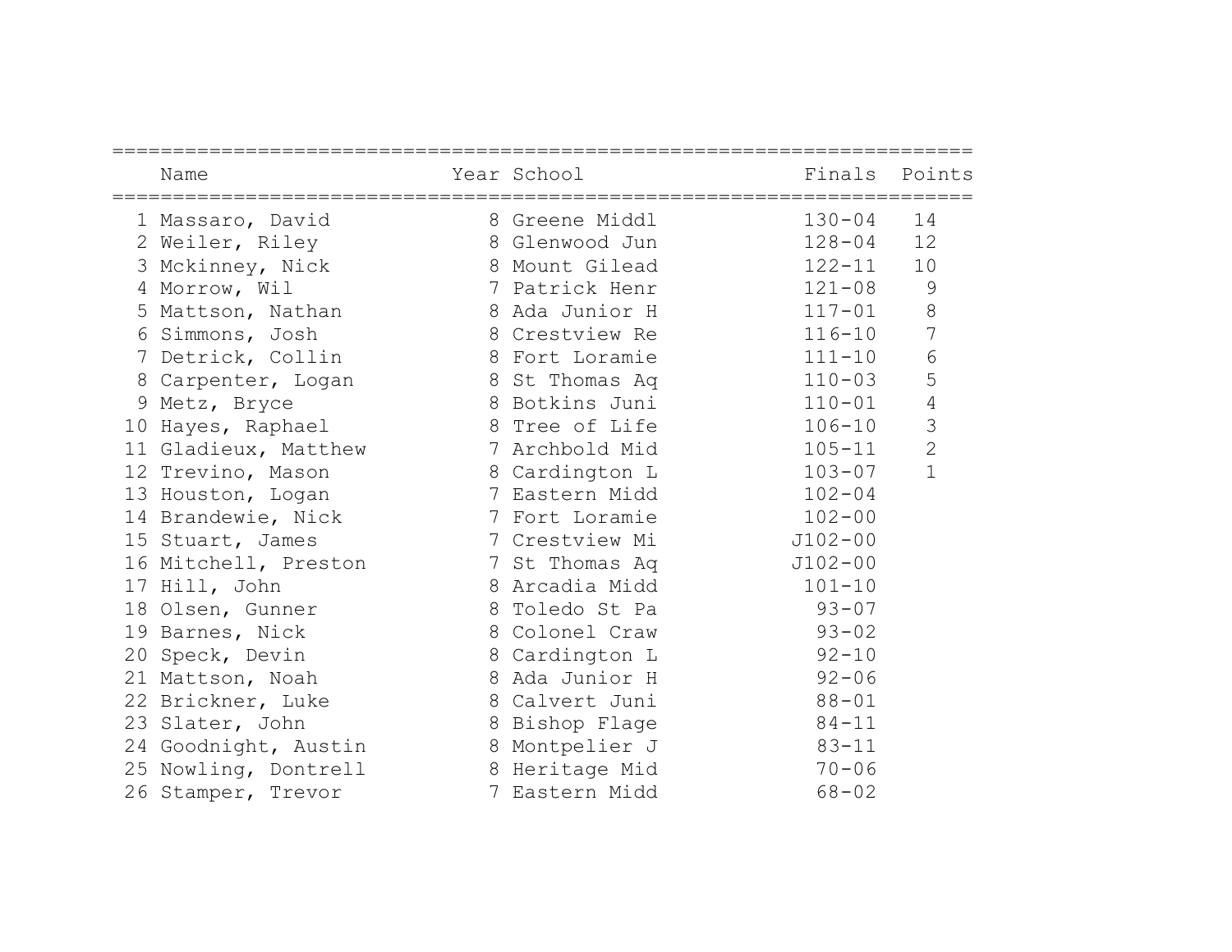| | Name | Year | School | Finals | Points |
|---|---|---|---|---|---|
| 1 | Massaro, David | 8 | Greene Middl | 130-04 | 14 |
| 2 | Weiler, Riley | 8 | Glenwood Jun | 128-04 | 12 |
| 3 | Mckinney, Nick | 8 | Mount Gilead | 122-11 | 10 |
| 4 | Morrow, Wil | 7 | Patrick Henr | 121-08 | 9 |
| 5 | Mattson, Nathan | 8 | Ada Junior H | 117-01 | 8 |
| 6 | Simmons, Josh | 8 | Crestview Re | 116-10 | 7 |
| 7 | Detrick, Collin | 8 | Fort Loramie | 111-10 | 6 |
| 8 | Carpenter, Logan | 8 | St Thomas Aq | 110-03 | 5 |
| 9 | Metz, Bryce | 8 | Botkins Juni | 110-01 | 4 |
| 10 | Hayes, Raphael | 8 | Tree of Life | 106-10 | 3 |
| 11 | Gladieux, Matthew | 7 | Archbold Mid | 105-11 | 2 |
| 12 | Trevino, Mason | 8 | Cardington L | 103-07 | 1 |
| 13 | Houston, Logan | 7 | Eastern Midd | 102-04 | |
| 14 | Brandewie, Nick | 7 | Fort Loramie | 102-00 | |
| 15 | Stuart, James | 7 | Crestview Mi | J102-00 | |
| 16 | Mitchell, Preston | 7 | St Thomas Aq | J102-00 | |
| 17 | Hill, John | 8 | Arcadia Midd | 101-10 | |
| 18 | Olsen, Gunner | 8 | Toledo St Pa | 93-07 | |
| 19 | Barnes, Nick | 8 | Colonel Craw | 93-02 | |
| 20 | Speck, Devin | 8 | Cardington L | 92-10 | |
| 21 | Mattson, Noah | 8 | Ada Junior H | 92-06 | |
| 22 | Brickner, Luke | 8 | Calvert Juni | 88-01 | |
| 23 | Slater, John | 8 | Bishop Flage | 84-11 | |
| 24 | Goodnight, Austin | 8 | Montpelier J | 83-11 | |
| 25 | Nowling, Dontrell | 8 | Heritage Mid | 70-06 | |
| 26 | Stamper, Trevor | 7 | Eastern Midd | 68-02 | |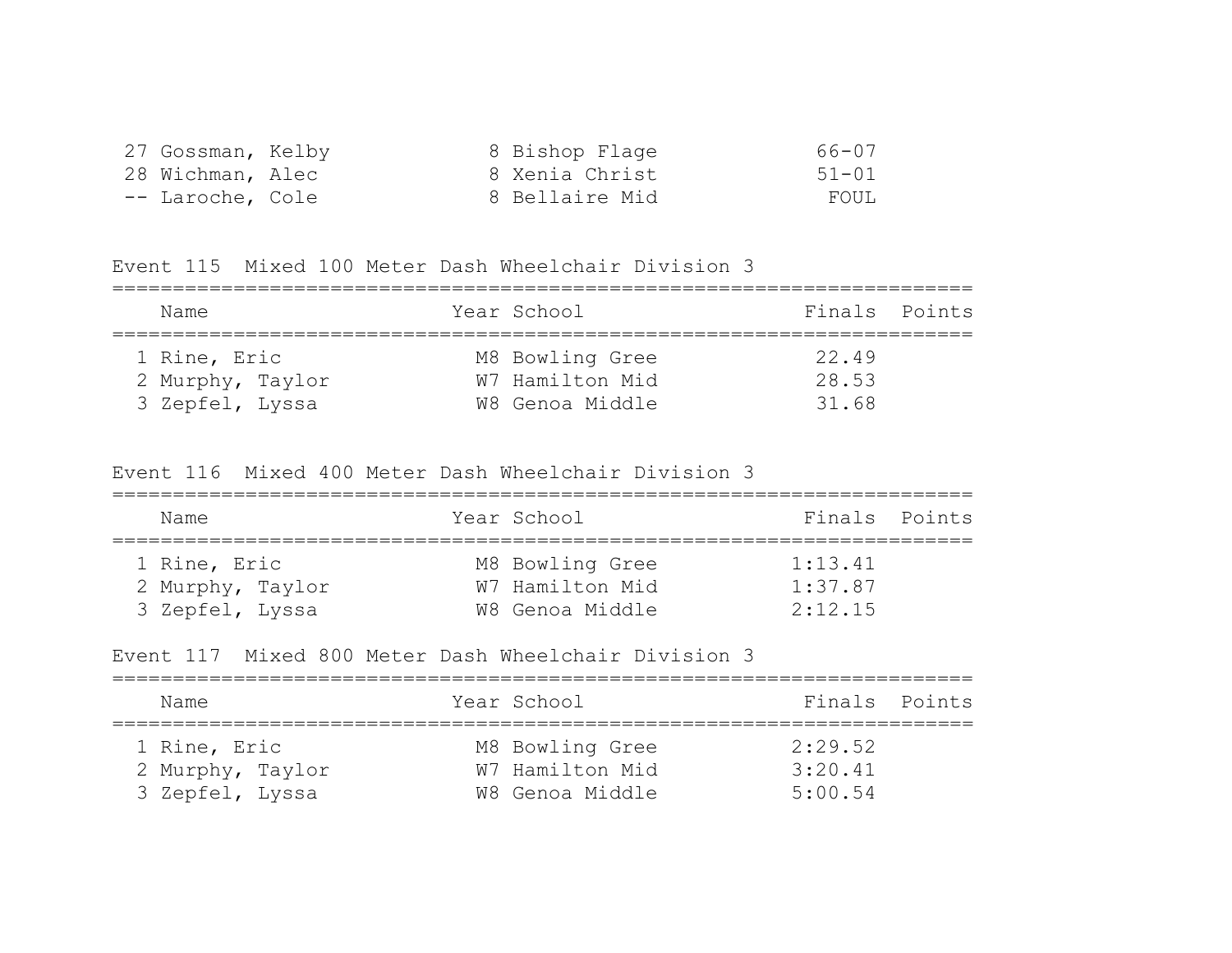| | Name | Year | School | Finals |
|---|---|---|---|---|
| 27 | Gossman, Kelby | 8 | Bishop Flage | 66-07 |
| 28 | Wichman, Alec | 8 | Xenia Christ | 51-01 |
| -- | Laroche, Cole | 8 | Bellaire Mid | FOUL |

### Event 115 Mixed 100 Meter Dash Wheelchair Division 3

| | Name | Year | School | Finals | Points |
|---|---|---|---|---|---|
| 1 | Rine, Eric | M8 | Bowling Gree | 22.49 | |
| 2 | Murphy, Taylor | W7 | Hamilton Mid | 28.53 | |
| 3 | Zepfel, Lyssa | W8 | Genoa Middle | 31.68 | |

### Event 116 Mixed 400 Meter Dash Wheelchair Division 3

| | Name | Year | School | Finals | Points |
|---|---|---|---|---|---|
| 1 | Rine, Eric | M8 | Bowling Gree | 1:13.41 | |
| 2 | Murphy, Taylor | W7 | Hamilton Mid | 1:37.87 | |
| 3 | Zepfel, Lyssa | W8 | Genoa Middle | 2:12.15 | |

### Event 117 Mixed 800 Meter Dash Wheelchair Division 3

| | Name | Year | School | Finals | Points |
|---|---|---|---|---|---|
| 1 | Rine, Eric | M8 | Bowling Gree | 2:29.52 | |
| 2 | Murphy, Taylor | W7 | Hamilton Mid | 3:20.41 | |
| 3 | Zepfel, Lyssa | W8 | Genoa Middle | 5:00.54 | |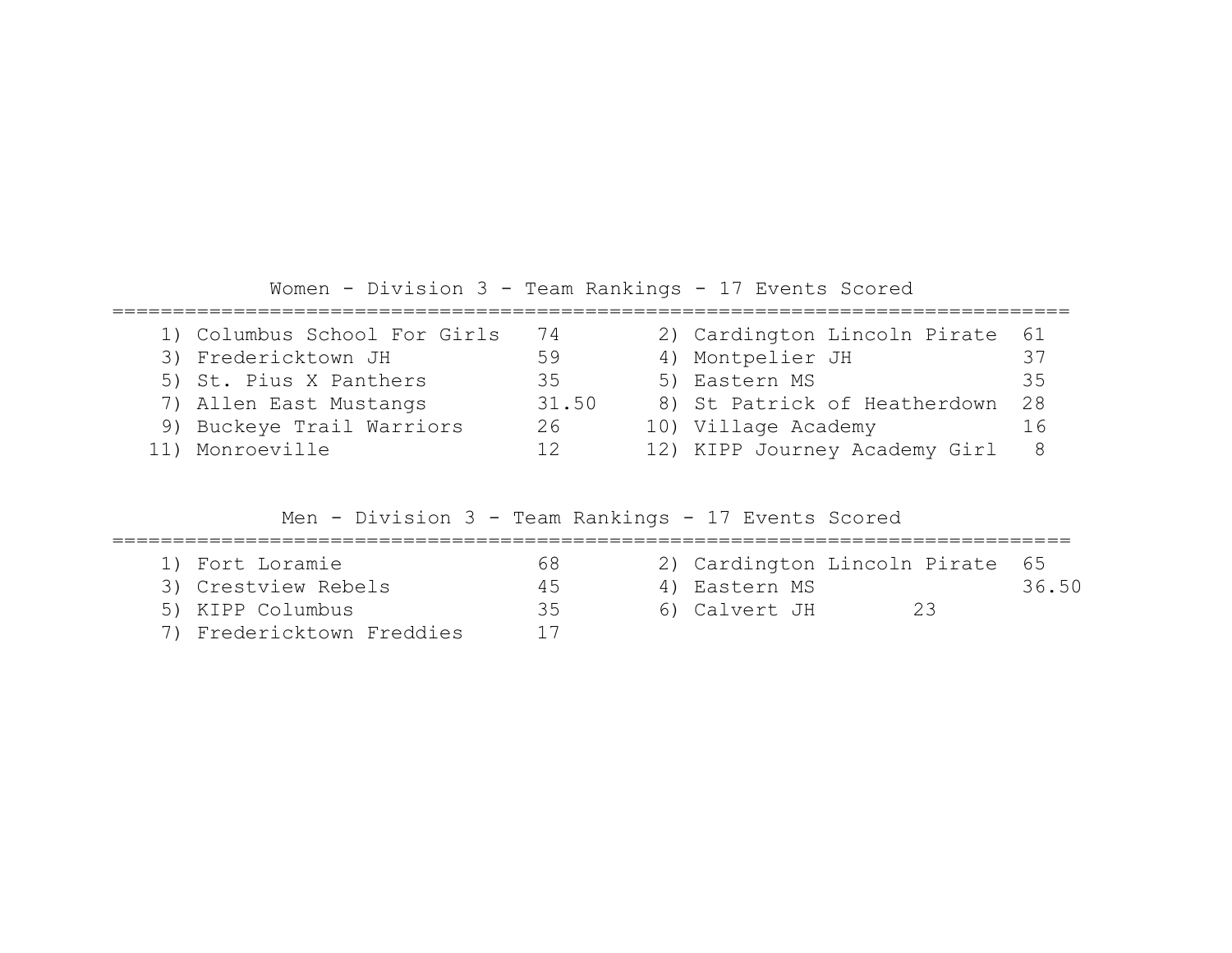## Women - Division 3 - Team Rankings - 17 Events Scored

| | | | | | |
|---|---|---|---|---|---|
| 1) | Columbus School For Girls | 74 | 2) | Cardington Lincoln Pirate | 61 |
| 3) | Fredericktown JH | 59 | 4) | Montpelier JH | 37 |
| 5) | St. Pius X Panthers | 35 | 5) | Eastern MS | 35 |
| 7) | Allen East Mustangs | 31.50 | 8) | St Patrick of Heatherdown | 28 |
| 9) | Buckeye Trail Warriors | 26 | 10) | Village Academy | 16 |
| 11) | Monroeville | 12 | 12) | KIPP Journey Academy Girl | 8 |

## Men - Division 3 - Team Rankings - 17 Events Scored

| | | | | | |
|---|---|---|---|---|---|
| 1) | Fort Loramie | 68 | 2) | Cardington Lincoln Pirate | 65 |
| 3) | Crestview Rebels | 45 | 4) | Eastern MS | 36.50 |
| 5) | KIPP Columbus | 35 | 6) | Calvert JH | 23 |
| 7) | Fredericktown Freddies | 17 | | | |